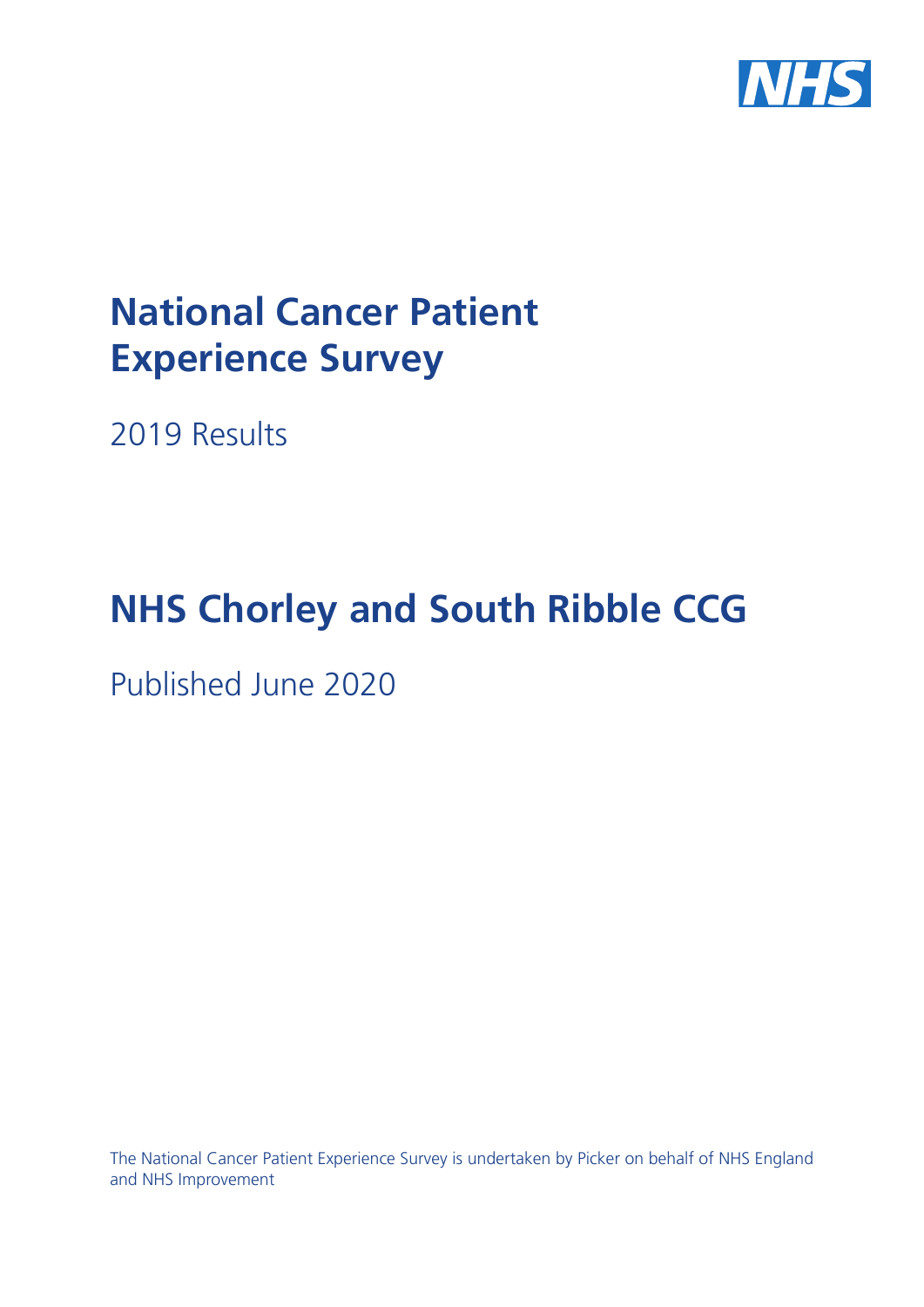# National Cancer Patient Experience Survey

2019 Results

# NHS Chorley and South Ribble CCG

Published June 2020

The National Cancer Patient Experience Survey is undertaken by Picker on behalf of NHS England and NHS Improvement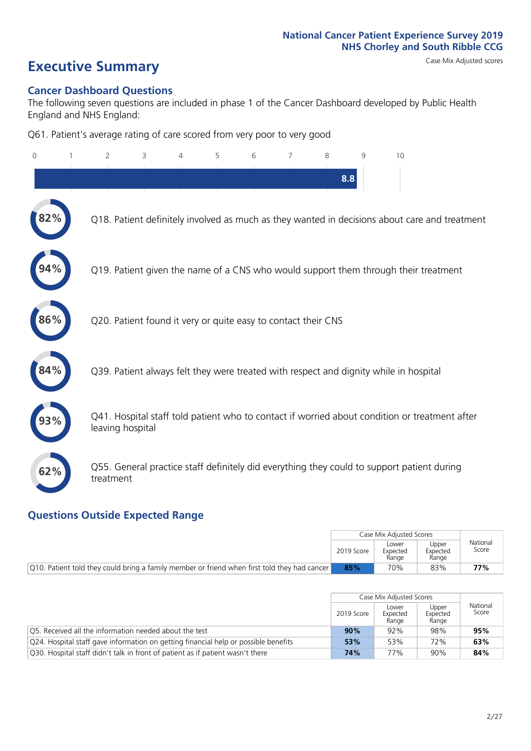# Executive Summary

Case Mix Adjusted scores

## Cancer Dashboard Questions

The following seven questions are included in phase 1 of the Cancer Dashboard developed by Public Health England and NHS England:

Q61. Patient's average rating of care scored from very poor to very good

**8.8**

- **82%** Q18. Patient definitely involved as much as they wanted in decisions about care and treatment
- **94%** Q19. Patient given the name of a CNS who would support them through their treatment
- **86%** Q20. Patient found it very or quite easy to contact their CNS
- **84%** Q39. Patient always felt they were treated with respect and dignity while in hospital
- **93%** Q41. Hospital staff told patient who to contact if worried about condition or treatment after leaving hospital
- **62%** Q55. General practice staff definitely did everything they could to support patient during treatment

## Questions Outside Expected Range

| | Case Mix Adjusted Scores | | | National Score |
|---|---|---|---|---|
| | 2019 Score | Lower Expected Range | Upper Expected Range | |
| Q10. Patient told they could bring a family member or friend when first told they had cancer | **85%** | 70% | 83% | **77%** |

| | Case Mix Adjusted Scores | | | National Score |
|---|---|---|---|---|
| | 2019 Score | Lower Expected Range | Upper Expected Range | |
| Q5. Received all the information needed about the test | **90%** | 92% | 98% | **95%** |
| Q24. Hospital staff gave information on getting financial help or possible benefits | **53%** | 53% | 72% | **63%** |
| Q30. Hospital staff didn't talk in front of patient as if patient wasn't there | **74%** | 77% | 90% | **84%** |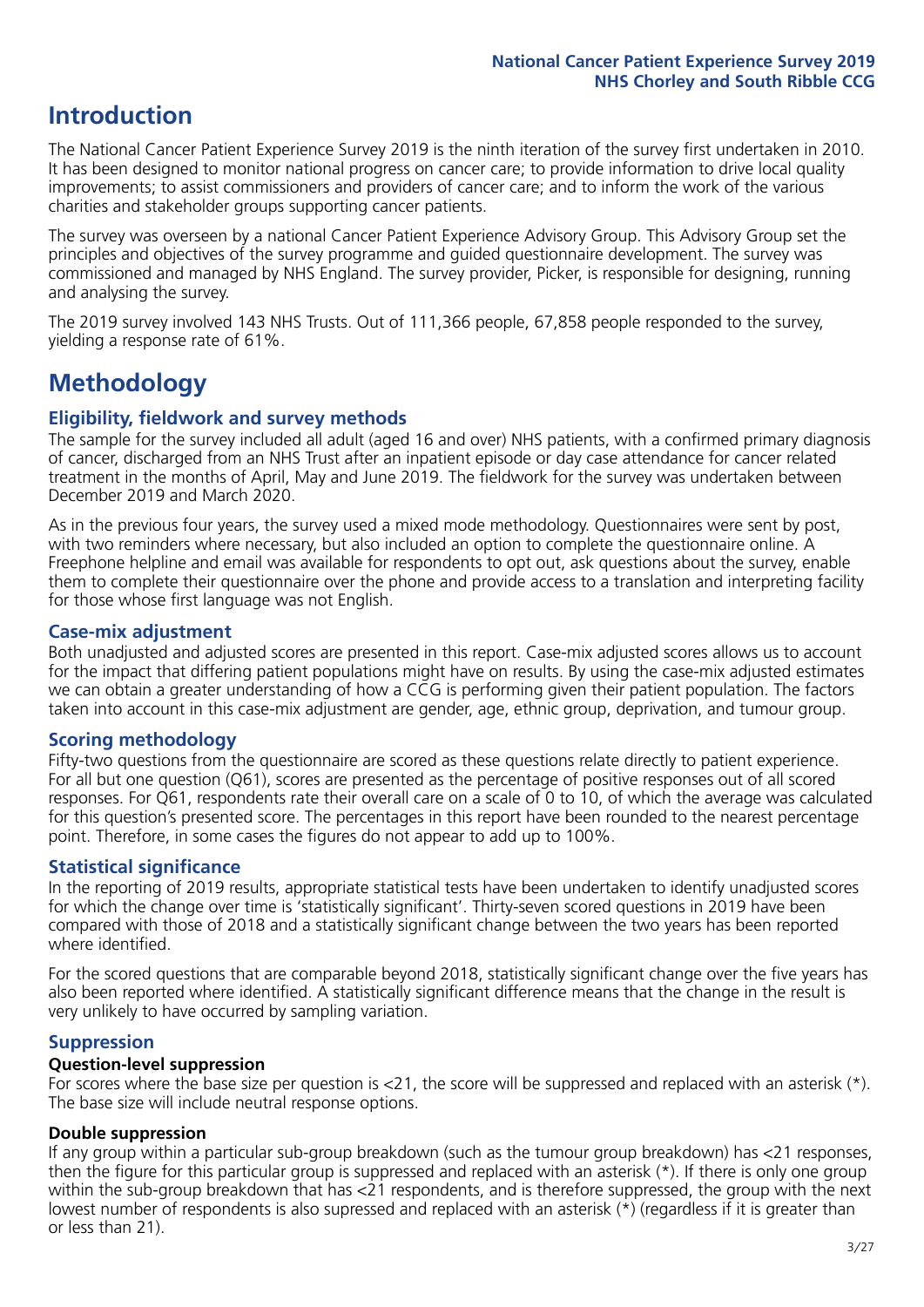# Introduction

The National Cancer Patient Experience Survey 2019 is the ninth iteration of the survey first undertaken in 2010. It has been designed to monitor national progress on cancer care; to provide information to drive local quality improvements; to assist commissioners and providers of cancer care; and to inform the work of the various charities and stakeholder groups supporting cancer patients.

The survey was overseen by a national Cancer Patient Experience Advisory Group. This Advisory Group set the principles and objectives of the survey programme and guided questionnaire development. The survey was commissioned and managed by NHS England. The survey provider, Picker, is responsible for designing, running and analysing the survey.

The 2019 survey involved 143 NHS Trusts. Out of 111,366 people, 67,858 people responded to the survey, yielding a response rate of 61%.

# Methodology

## Eligibility, fieldwork and survey methods

The sample for the survey included all adult (aged 16 and over) NHS patients, with a confirmed primary diagnosis of cancer, discharged from an NHS Trust after an inpatient episode or day case attendance for cancer related treatment in the months of April, May and June 2019. The fieldwork for the survey was undertaken between December 2019 and March 2020.

As in the previous four years, the survey used a mixed mode methodology. Questionnaires were sent by post, with two reminders where necessary, but also included an option to complete the questionnaire online. A Freephone helpline and email was available for respondents to opt out, ask questions about the survey, enable them to complete their questionnaire over the phone and provide access to a translation and interpreting facility for those whose first language was not English.

## Case-mix adjustment

Both unadjusted and adjusted scores are presented in this report. Case-mix adjusted scores allows us to account for the impact that differing patient populations might have on results. By using the case-mix adjusted estimates we can obtain a greater understanding of how a CCG is performing given their patient population. The factors taken into account in this case-mix adjustment are gender, age, ethnic group, deprivation, and tumour group.

## Scoring methodology

Fifty-two questions from the questionnaire are scored as these questions relate directly to patient experience. For all but one question (Q61), scores are presented as the percentage of positive responses out of all scored responses. For Q61, respondents rate their overall care on a scale of 0 to 10, of which the average was calculated for this question's presented score. The percentages in this report have been rounded to the nearest percentage point. Therefore, in some cases the figures do not appear to add up to 100%.

## Statistical significance

In the reporting of 2019 results, appropriate statistical tests have been undertaken to identify unadjusted scores for which the change over time is 'statistically significant'. Thirty-seven scored questions in 2019 have been compared with those of 2018 and a statistically significant change between the two years has been reported where identified.

For the scored questions that are comparable beyond 2018, statistically significant change over the five years has also been reported where identified. A statistically significant difference means that the change in the result is very unlikely to have occurred by sampling variation.

## Suppression

### Question-level suppression

For scores where the base size per question is <21, the score will be suppressed and replaced with an asterisk (*). The base size will include neutral response options.

### Double suppression

If any group within a particular sub-group breakdown (such as the tumour group breakdown) has <21 responses, then the figure for this particular group is suppressed and replaced with an asterisk (*). If there is only one group within the sub-group breakdown that has <21 respondents, and is therefore suppressed, the group with the next lowest number of respondents is also supressed and replaced with an asterisk (*) (regardless if it is greater than or less than 21).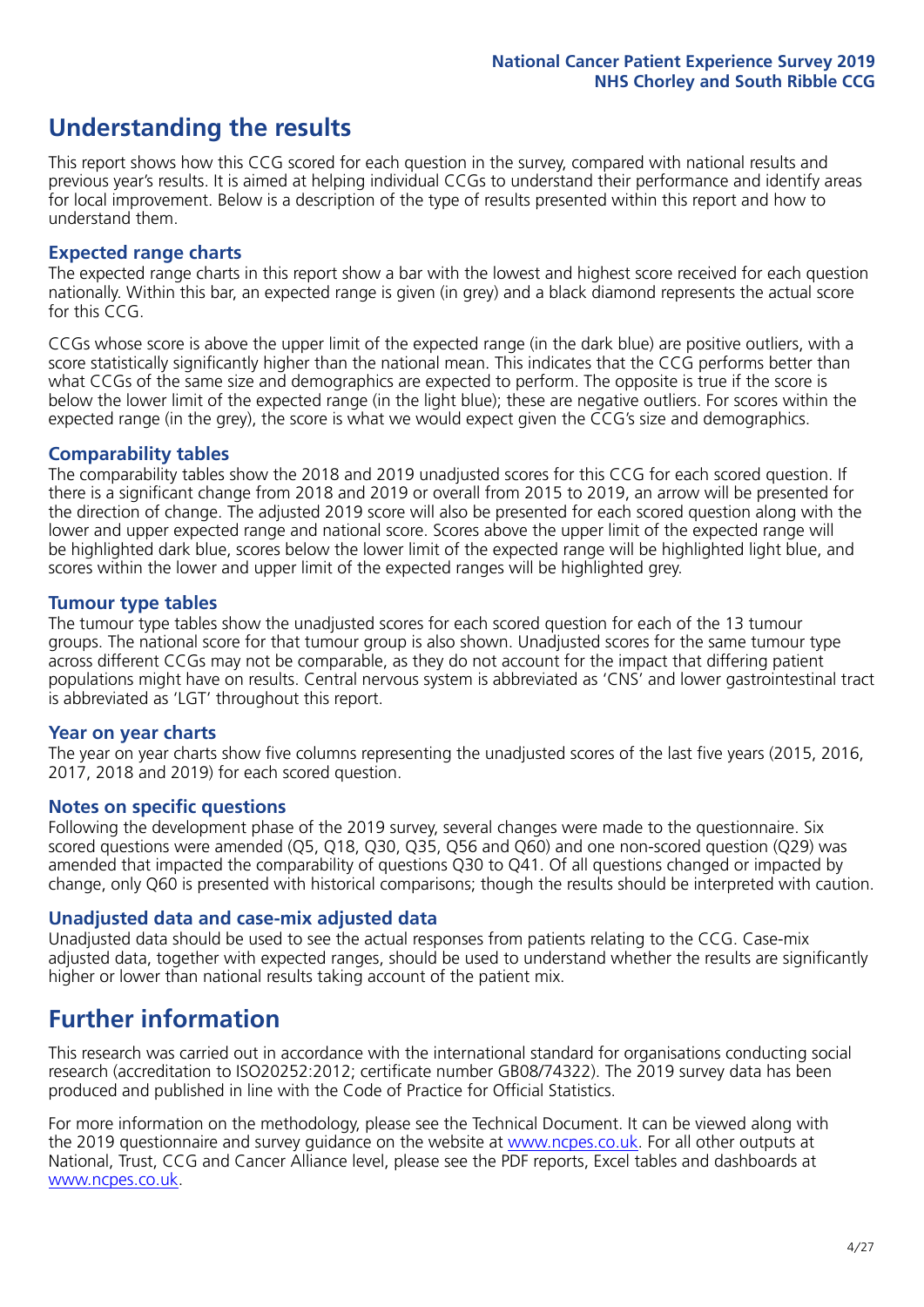# Understanding the results

This report shows how this CCG scored for each question in the survey, compared with national results and previous year's results. It is aimed at helping individual CCGs to understand their performance and identify areas for local improvement. Below is a description of the type of results presented within this report and how to understand them.

## Expected range charts

The expected range charts in this report show a bar with the lowest and highest score received for each question nationally. Within this bar, an expected range is given (in grey) and a black diamond represents the actual score for this CCG.

CCGs whose score is above the upper limit of the expected range (in the dark blue) are positive outliers, with a score statistically significantly higher than the national mean. This indicates that the CCG performs better than what CCGs of the same size and demographics are expected to perform. The opposite is true if the score is below the lower limit of the expected range (in the light blue); these are negative outliers. For scores within the expected range (in the grey), the score is what we would expect given the CCG's size and demographics.

## Comparability tables

The comparability tables show the 2018 and 2019 unadjusted scores for this CCG for each scored question. If there is a significant change from 2018 and 2019 or overall from 2015 to 2019, an arrow will be presented for the direction of change. The adjusted 2019 score will also be presented for each scored question along with the lower and upper expected range and national score. Scores above the upper limit of the expected range will be highlighted dark blue, scores below the lower limit of the expected range will be highlighted light blue, and scores within the lower and upper limit of the expected ranges will be highlighted grey.

## Tumour type tables

The tumour type tables show the unadjusted scores for each scored question for each of the 13 tumour groups. The national score for that tumour group is also shown. Unadjusted scores for the same tumour type across different CCGs may not be comparable, as they do not account for the impact that differing patient populations might have on results. Central nervous system is abbreviated as 'CNS' and lower gastrointestinal tract is abbreviated as 'LGT' throughout this report.

## Year on year charts

The year on year charts show five columns representing the unadjusted scores of the last five years (2015, 2016, 2017, 2018 and 2019) for each scored question.

## Notes on specific questions

Following the development phase of the 2019 survey, several changes were made to the questionnaire. Six scored questions were amended (Q5, Q18, Q30, Q35, Q56 and Q60) and one non-scored question (Q29) was amended that impacted the comparability of questions Q30 to Q41. Of all questions changed or impacted by change, only Q60 is presented with historical comparisons; though the results should be interpreted with caution.

## Unadjusted data and case-mix adjusted data

Unadjusted data should be used to see the actual responses from patients relating to the CCG. Case-mix adjusted data, together with expected ranges, should be used to understand whether the results are significantly higher or lower than national results taking account of the patient mix.

# Further information

This research was carried out in accordance with the international standard for organisations conducting social research (accreditation to ISO20252:2012; certificate number GB08/74322). The 2019 survey data has been produced and published in line with the Code of Practice for Official Statistics.

For more information on the methodology, please see the Technical Document. It can be viewed along with the 2019 questionnaire and survey guidance on the website at www.ncpes.co.uk. For all other outputs at National, Trust, CCG and Cancer Alliance level, please see the PDF reports, Excel tables and dashboards at www.ncpes.co.uk.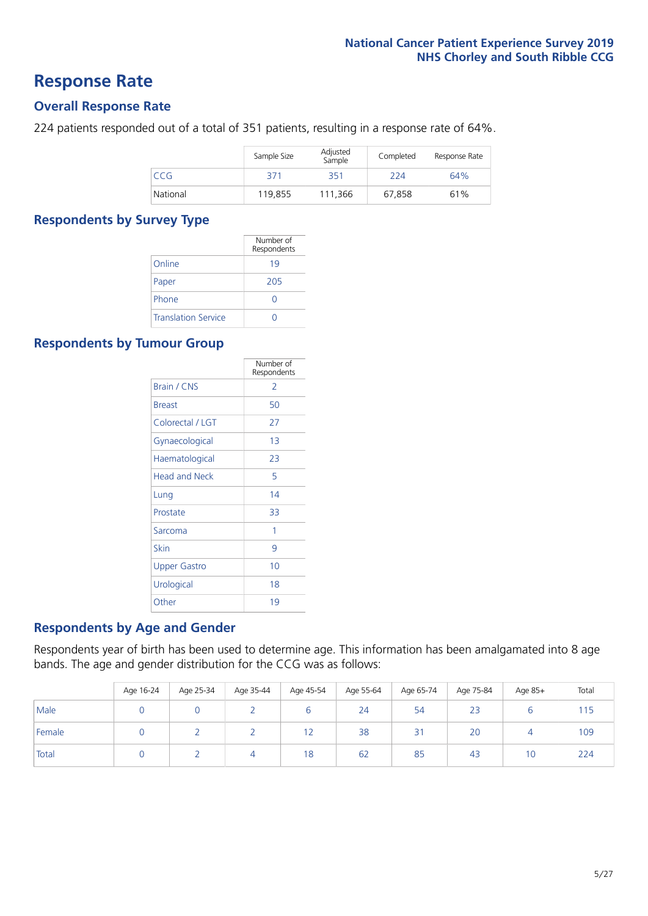# Response Rate

## Overall Response Rate

224 patients responded out of a total of 351 patients, resulting in a response rate of 64%.

| | Sample Size | Adjusted Sample | Completed | Response Rate |
|---|---|---|---|---|
| CCG | 371 | 351 | 224 | 64% |
| National | 119,855 | 111,366 | 67,858 | 61% |

## Respondents by Survey Type

| | Number of Respondents |
|---|---|
| Online | 19 |
| Paper | 205 |
| Phone | 0 |
| Translation Service | 0 |

## Respondents by Tumour Group

| | Number of Respondents |
|---|---|
| Brain / CNS | 2 |
| Breast | 50 |
| Colorectal / LGT | 27 |
| Gynaecological | 13 |
| Haematological | 23 |
| Head and Neck | 5 |
| Lung | 14 |
| Prostate | 33 |
| Sarcoma | 1 |
| Skin | 9 |
| Upper Gastro | 10 |
| Urological | 18 |
| Other | 19 |

## Respondents by Age and Gender

Respondents year of birth has been used to determine age. This information has been amalgamated into 8 age bands. The age and gender distribution for the CCG was as follows:

| | Age 16-24 | Age 25-34 | Age 35-44 | Age 45-54 | Age 55-64 | Age 65-74 | Age 75-84 | Age 85+ | Total |
|---|---|---|---|---|---|---|---|---|---|
| Male | 0 | 0 | 2 | 6 | 24 | 54 | 23 | 6 | 115 |
| Female | 0 | 2 | 2 | 12 | 38 | 31 | 20 | 4 | 109 |
| Total | 0 | 2 | 4 | 18 | 62 | 85 | 43 | 10 | 224 |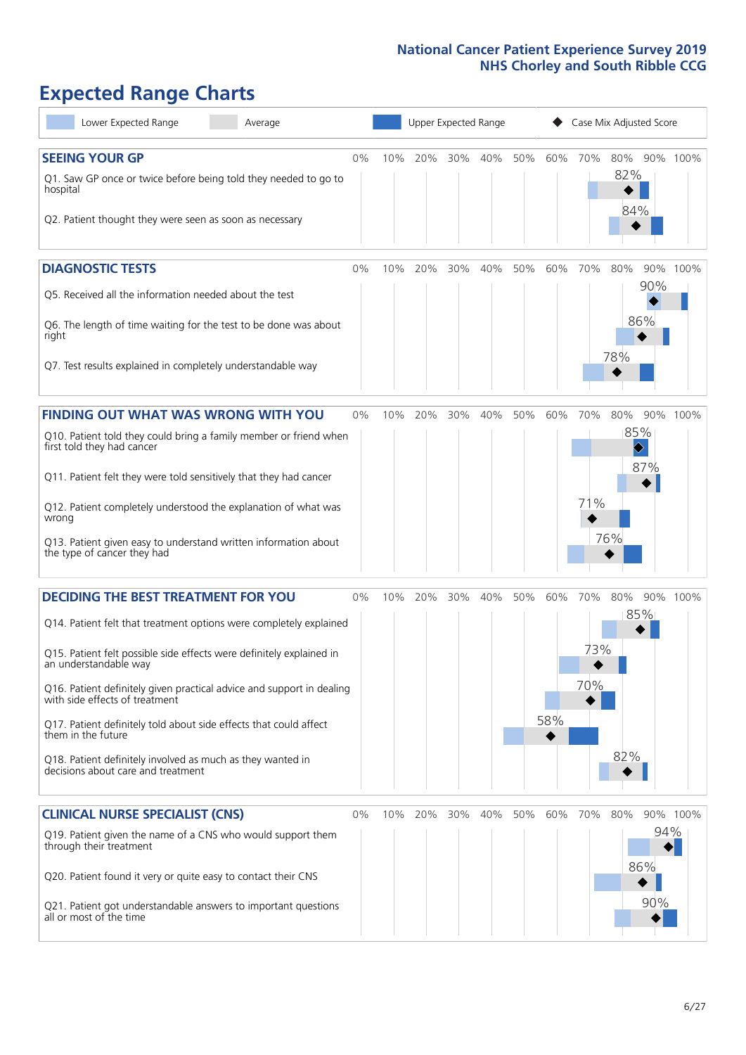# Expected Range Charts

Lower Expected Range | Average | Upper Expected Range | Case Mix Adjusted Score

## SEEING YOUR GP

| Question | Case Mix Adjusted Score |
|---|---|
| Q1. Saw GP once or twice before being told they needed to go to hospital | 82% |
| Q2. Patient thought they were seen as soon as necessary | 84% |

## DIAGNOSTIC TESTS

| Question | Case Mix Adjusted Score |
|---|---|
| Q5. Received all the information needed about the test | 90% |
| Q6. The length of time waiting for the test to be done was about right | 86% |
| Q7. Test results explained in completely understandable way | 78% |

## FINDING OUT WHAT WAS WRONG WITH YOU

| Question | Case Mix Adjusted Score |
|---|---|
| Q10. Patient told they could bring a family member or friend when first told they had cancer | 85% |
| Q11. Patient felt they were told sensitively that they had cancer | 87% |
| Q12. Patient completely understood the explanation of what was wrong | 71% |
| Q13. Patient given easy to understand written information about the type of cancer they had | 76% |

## DECIDING THE BEST TREATMENT FOR YOU

| Question | Case Mix Adjusted Score |
|---|---|
| Q14. Patient felt that treatment options were completely explained | 85% |
| Q15. Patient felt possible side effects were definitely explained in an understandable way | 73% |
| Q16. Patient definitely given practical advice and support in dealing with side effects of treatment | 70% |
| Q17. Patient definitely told about side effects that could affect them in the future | 58% |
| Q18. Patient definitely involved as much as they wanted in decisions about care and treatment | 82% |

## CLINICAL NURSE SPECIALIST (CNS)

| Question | Case Mix Adjusted Score |
|---|---|
| Q19. Patient given the name of a CNS who would support them through their treatment | 94% |
| Q20. Patient found it very or quite easy to contact their CNS | 86% |
| Q21. Patient got understandable answers to important questions all or most of the time | 90% |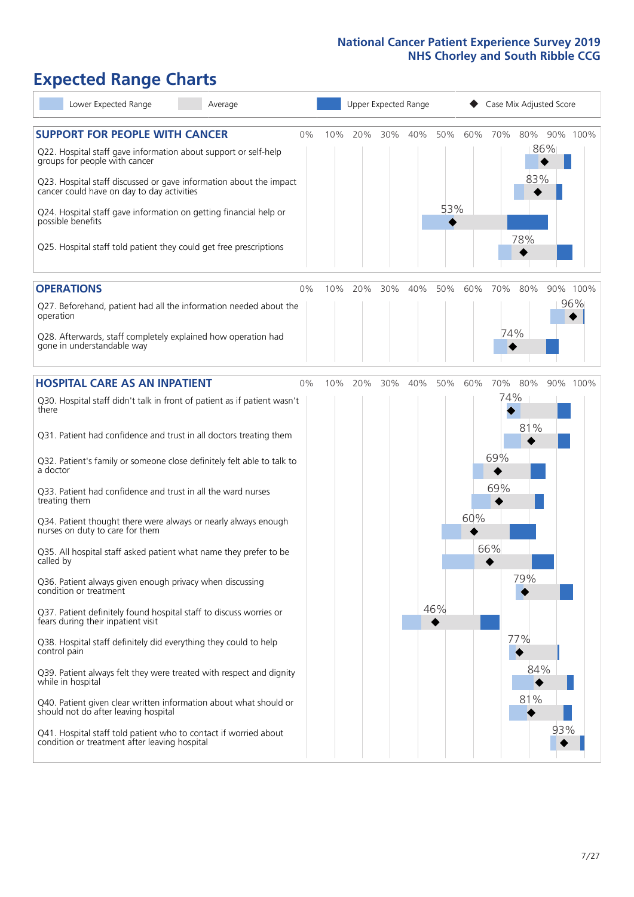# Expected Range Charts

Legend: Lower Expected Range | Average | Upper Expected Range | Case Mix Adjusted Score

## SUPPORT FOR PEOPLE WITH CANCER

| Question | Case Mix Adjusted Score |
|---|---|
| Q22. Hospital staff gave information about support or self-help groups for people with cancer | 86% |
| Q23. Hospital staff discussed or gave information about the impact cancer could have on day to day activities | 83% |
| Q24. Hospital staff gave information on getting financial help or possible benefits | 53% |
| Q25. Hospital staff told patient they could get free prescriptions | 78% |

## OPERATIONS

| Question | Case Mix Adjusted Score |
|---|---|
| Q27. Beforehand, patient had all the information needed about the operation | 96% |
| Q28. Afterwards, staff completely explained how operation had gone in understandable way | 74% |

## HOSPITAL CARE AS AN INPATIENT

| Question | Case Mix Adjusted Score |
|---|---|
| Q30. Hospital staff didn't talk in front of patient as if patient wasn't there | 74% |
| Q31. Patient had confidence and trust in all doctors treating them | 81% |
| Q32. Patient's family or someone close definitely felt able to talk to a doctor | 69% |
| Q33. Patient had confidence and trust in all the ward nurses treating them | 69% |
| Q34. Patient thought there were always or nearly always enough nurses on duty to care for them | 60% |
| Q35. All hospital staff asked patient what name they prefer to be called by | 66% |
| Q36. Patient always given enough privacy when discussing condition or treatment | 79% |
| Q37. Patient definitely found hospital staff to discuss worries or fears during their inpatient visit | 46% |
| Q38. Hospital staff definitely did everything they could to help control pain | 77% |
| Q39. Patient always felt they were treated with respect and dignity while in hospital | 84% |
| Q40. Patient given clear written information about what should or should not do after leaving hospital | 81% |
| Q41. Hospital staff told patient who to contact if worried about condition or treatment after leaving hospital | 93% |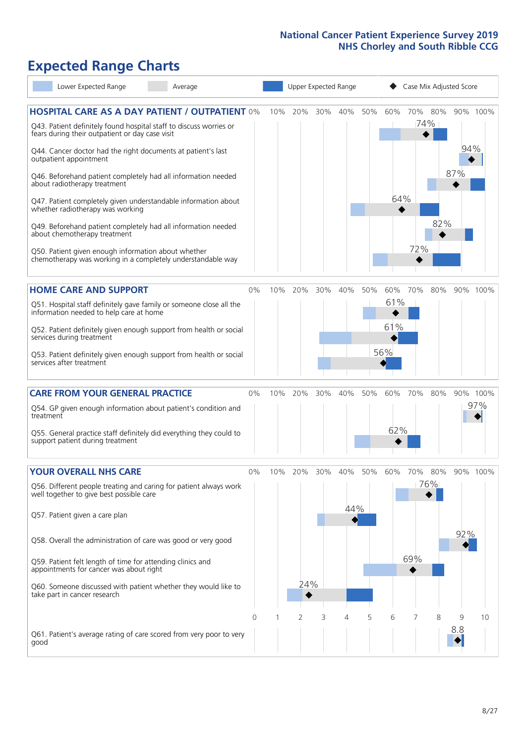National Cancer Patient Experience Survey 2019
NHS Chorley and South Ribble CCG

# Expected Range Charts

Lower Expected Range | Average | Upper Expected Range | Case Mix Adjusted Score

## HOSPITAL CARE AS A DAY PATIENT / OUTPATIENT

| Question | Case Mix Adjusted Score |
|---|---|
| Q43. Patient definitely found hospital staff to discuss worries or fears during their outpatient or day case visit | 74% |
| Q44. Cancer doctor had the right documents at patient's last outpatient appointment | 94% |
| Q46. Beforehand patient completely had all information needed about radiotherapy treatment | 87% |
| Q47. Patient completely given understandable information about whether radiotherapy treatment was working | 64% |
| Q49. Beforehand patient completely had all information needed about chemotherapy treatment | 82% |
| Q50. Patient given enough information about whether chemotherapy was working in a completely understandable way | 72% |

## HOME CARE AND SUPPORT

| Question | Case Mix Adjusted Score |
|---|---|
| Q51. Hospital staff definitely gave family or someone close all the information needed to help care at home | 61% |
| Q52. Patient definitely given enough support from health or social services during treatment | 61% |
| Q53. Patient definitely given enough support from health or social services after treatment | 56% |

## CARE FROM YOUR GENERAL PRACTICE

| Question | Case Mix Adjusted Score |
|---|---|
| Q54. GP given enough information about patient's condition and treatment | 97% |
| Q55. General practice staff definitely did everything they could to support patient during treatment | 62% |

## YOUR OVERALL NHS CARE

| Question | Case Mix Adjusted Score |
|---|---|
| Q56. Different people treating and caring for patient always work well together to give best possible care | 76% |
| Q57. Patient given a care plan | 44% |
| Q58. Overall the administration of care was good or very good | 92% |
| Q59. Patient felt length of time for attending clinics and appointments for cancer was about right | 69% |
| Q60. Someone discussed with patient whether they would like to take part in cancer research | 24% |
| Q61. Patient's average rating of care scored from very poor to very good | 8.8 |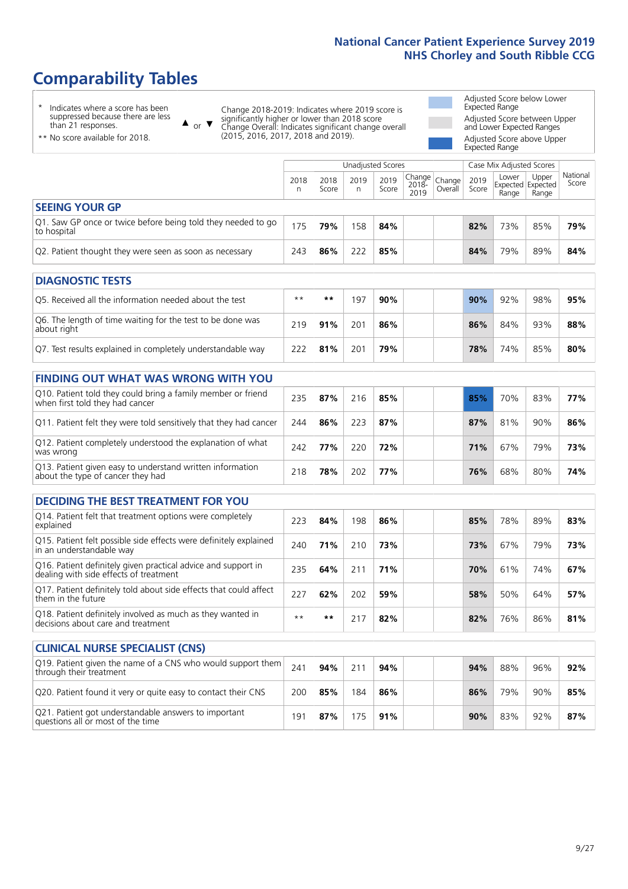# Comparability Tables

- \* Indicates where a score has been suppressed because there are less than 21 responses.
- \*\* No score available for 2018.

▲ or ▼ Change 2018-2019: Indicates where 2019 score is significantly higher or lower than 2018 score. Change Overall: Indicates significant change overall (2015, 2016, 2017, 2018 and 2019).

- Adjusted Score below Lower Expected Range
- Adjusted Score between Upper and Lower Expected Ranges
- Adjusted Score above Upper Expected Range

| | Unadjusted Scores | | | | | | Case Mix Adjusted Scores | | | |
|---|---|---|---|---|---|---|---|---|---|---|
| | 2018 n | 2018 Score | 2019 n | 2019 Score | Change 2018-2019 | Change Overall | 2019 Score | Lower Expected Range | Upper Expected Range | National Score |
| **SEEING YOUR GP** | | | | | | | | | | |
| Q1. Saw GP once or twice before being told they needed to go to hospital | 175 | **79%** | 158 | **84%** | | | **82%** | 73% | 85% | **79%** |
| Q2. Patient thought they were seen as soon as necessary | 243 | **86%** | 222 | **85%** | | | **84%** | 79% | 89% | **84%** |
| **DIAGNOSTIC TESTS** | | | | | | | | | | |
| Q5. Received all the information needed about the test | ** | ** | 197 | **90%** | | | **90%** | 92% | 98% | **95%** |
| Q6. The length of time waiting for the test to be done was about right | 219 | **91%** | 201 | **86%** | | | **86%** | 84% | 93% | **88%** |
| Q7. Test results explained in completely understandable way | 222 | **81%** | 201 | **79%** | | | **78%** | 74% | 85% | **80%** |
| **FINDING OUT WHAT WAS WRONG WITH YOU** | | | | | | | | | | |
| Q10. Patient told they could bring a family member or friend when first told they had cancer | 235 | **87%** | 216 | **85%** | | | **85%** | 70% | 83% | **77%** |
| Q11. Patient felt they were told sensitively that they had cancer | 244 | **86%** | 223 | **87%** | | | **87%** | 81% | 90% | **86%** |
| Q12. Patient completely understood the explanation of what was wrong | 242 | **77%** | 220 | **72%** | | | **71%** | 67% | 79% | **73%** |
| Q13. Patient given easy to understand written information about the type of cancer they had | 218 | **78%** | 202 | **77%** | | | **76%** | 68% | 80% | **74%** |
| **DECIDING THE BEST TREATMENT FOR YOU** | | | | | | | | | | |
| Q14. Patient felt that treatment options were completely explained | 223 | **84%** | 198 | **86%** | | | **85%** | 78% | 89% | **83%** |
| Q15. Patient felt possible side effects were definitely explained in an understandable way | 240 | **71%** | 210 | **73%** | | | **73%** | 67% | 79% | **73%** |
| Q16. Patient definitely given practical advice and support in dealing with side effects of treatment | 235 | **64%** | 211 | **71%** | | | **70%** | 61% | 74% | **67%** |
| Q17. Patient definitely told about side effects that could affect them in the future | 227 | **62%** | 202 | **59%** | | | **58%** | 50% | 64% | **57%** |
| Q18. Patient definitely involved as much as they wanted in decisions about care and treatment | ** | ** | 217 | **82%** | | | **82%** | 76% | 86% | **81%** |
| **CLINICAL NURSE SPECIALIST (CNS)** | | | | | | | | | | |
| Q19. Patient given the name of a CNS who would support them through their treatment | 241 | **94%** | 211 | **94%** | | | **94%** | 88% | 96% | **92%** |
| Q20. Patient found it very or quite easy to contact their CNS | 200 | **85%** | 184 | **86%** | | | **86%** | 79% | 90% | **85%** |
| Q21. Patient got understandable answers to important questions all or most of the time | 191 | **87%** | 175 | **91%** | | | **90%** | 83% | 92% | **87%** |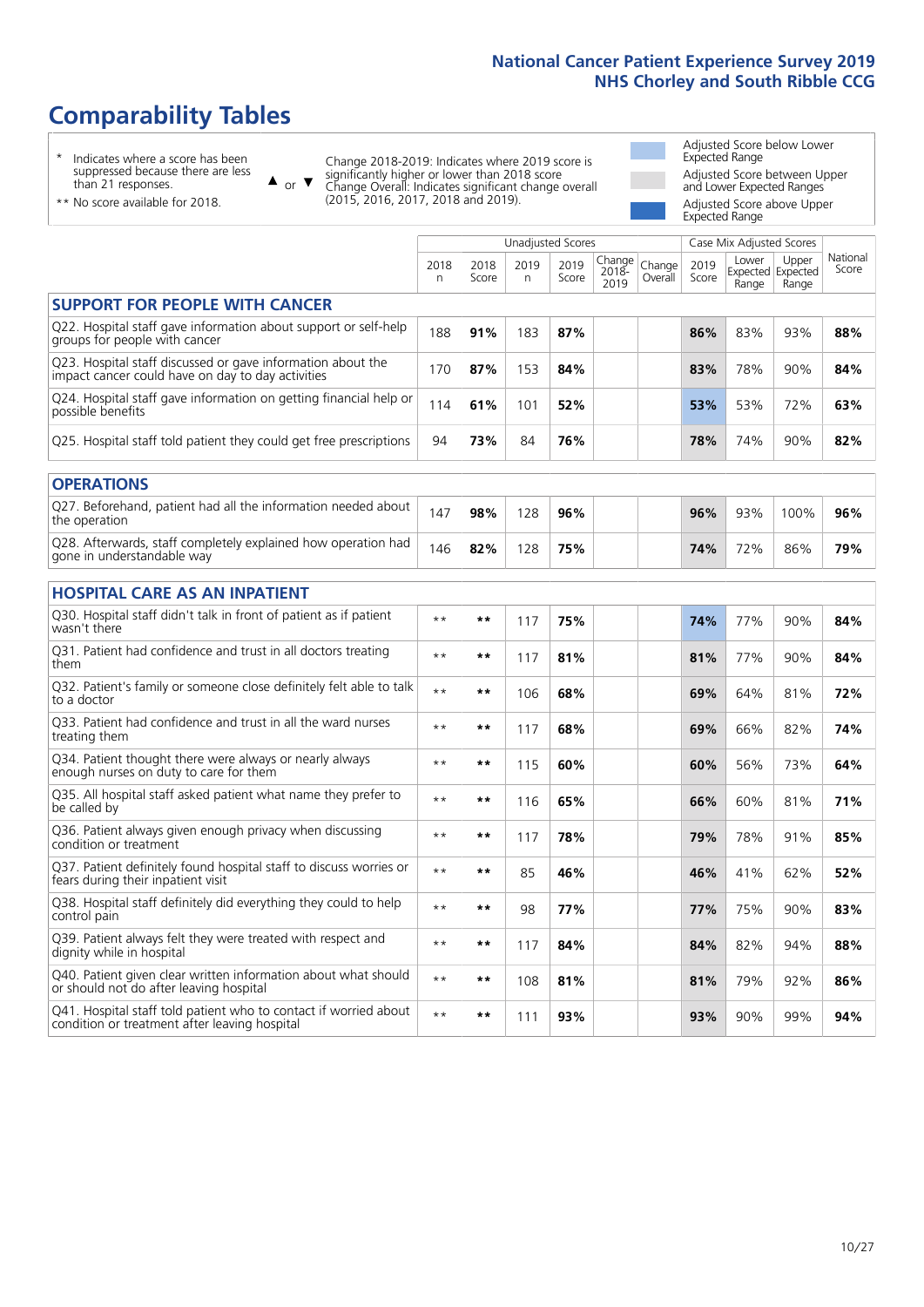# Comparability Tables

\* Indicates where a score has been suppressed because there are less than 21 responses.

** No score available for 2018.

▲ or ▼ Change 2018-2019: Indicates where 2019 score is significantly higher or lower than 2018 score. Change Overall: Indicates significant change overall (2015, 2016, 2017, 2018 and 2019).

Adjusted Score below Lower Expected Range

Adjusted Score between Upper and Lower Expected Ranges

Adjusted Score above Upper Expected Range

| | Unadjusted Scores | | | | | | Case Mix Adjusted Scores | | | |
|---|---|---|---|---|---|---|---|---|---|---|
| | 2018 n | 2018 Score | 2019 n | 2019 Score | Change 2018-2019 | Change Overall | 2019 Score | Lower Expected Range | Upper Expected Range | National Score |
| **SUPPORT FOR PEOPLE WITH CANCER** | | | | | | | | | | |
| Q22. Hospital staff gave information about support or self-help groups for people with cancer | 188 | **91%** | 183 | **87%** | | | **86%** | 83% | 93% | **88%** |
| Q23. Hospital staff discussed or gave information about the impact cancer could have on day to day activities | 170 | **87%** | 153 | **84%** | | | **83%** | 78% | 90% | **84%** |
| Q24. Hospital staff gave information on getting financial help or possible benefits | 114 | **61%** | 101 | **52%** | | | **53%** | 53% | 72% | **63%** |
| Q25. Hospital staff told patient they could get free prescriptions | 94 | **73%** | 84 | **76%** | | | **78%** | 74% | 90% | **82%** |
| **OPERATIONS** | | | | | | | | | | |
| Q27. Beforehand, patient had all the information needed about the operation | 147 | **98%** | 128 | **96%** | | | **96%** | 93% | 100% | **96%** |
| Q28. Afterwards, staff completely explained how operation had gone in understandable way | 146 | **82%** | 128 | **75%** | | | **74%** | 72% | 86% | **79%** |
| **HOSPITAL CARE AS AN INPATIENT** | | | | | | | | | | |
| Q30. Hospital staff didn't talk in front of patient as if patient wasn't there | ** | ** | 117 | **75%** | | | **74%** | 77% | 90% | **84%** |
| Q31. Patient had confidence and trust in all doctors treating them | ** | ** | 117 | **81%** | | | **81%** | 77% | 90% | **84%** |
| Q32. Patient's family or someone close definitely felt able to talk to a doctor | ** | ** | 106 | **68%** | | | **69%** | 64% | 81% | **72%** |
| Q33. Patient had confidence and trust in all the ward nurses treating them | ** | ** | 117 | **68%** | | | **69%** | 66% | 82% | **74%** |
| Q34. Patient thought there were always or nearly always enough nurses on duty to care for them | ** | ** | 115 | **60%** | | | **60%** | 56% | 73% | **64%** |
| Q35. All hospital staff asked patient what name they prefer to be called by | ** | ** | 116 | **65%** | | | **66%** | 60% | 81% | **71%** |
| Q36. Patient always given enough privacy when discussing condition or treatment | ** | ** | 117 | **78%** | | | **79%** | 78% | 91% | **85%** |
| Q37. Patient definitely found hospital staff to discuss worries or fears during their inpatient visit | ** | ** | 85 | **46%** | | | **46%** | 41% | 62% | **52%** |
| Q38. Hospital staff definitely did everything they could to help control pain | ** | ** | 98 | **77%** | | | **77%** | 75% | 90% | **83%** |
| Q39. Patient always felt they were treated with respect and dignity while in hospital | ** | ** | 117 | **84%** | | | **84%** | 82% | 94% | **88%** |
| Q40. Patient given clear written information about what should or should not do after leaving hospital | ** | ** | 108 | **81%** | | | **81%** | 79% | 92% | **86%** |
| Q41. Hospital staff told patient who to contact if worried about condition or treatment after leaving hospital | ** | ** | 111 | **93%** | | | **93%** | 90% | 99% | **94%** |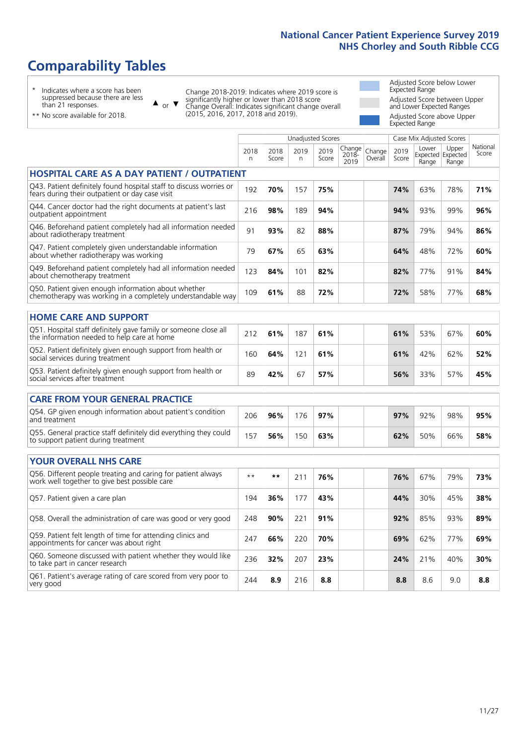# Comparability Tables

- \* Indicates where a score has been suppressed because there are less than 21 responses.
- \*\* No score available for 2018.

▲ or ▼ Change 2018-2019: Indicates where 2019 score is significantly higher or lower than 2018 score. Change Overall: Indicates significant change overall (2015, 2016, 2017, 2018 and 2019).

- Adjusted Score below Lower Expected Range
- Adjusted Score between Upper and Lower Expected Ranges
- Adjusted Score above Upper Expected Range

| | Unadjusted Scores | | | | | | Case Mix Adjusted Scores | | | |
|---|---|---|---|---|---|---|---|---|---|---|
| | 2018 n | 2018 Score | 2019 n | 2019 Score | Change 2018-2019 | Change Overall | 2019 Score | Lower Expected Range | Upper Expected Range | National Score |
| **HOSPITAL CARE AS A DAY PATIENT / OUTPATIENT** | | | | | | | | | | |
| Q43. Patient definitely found hospital staff to discuss worries or fears during their outpatient or day case visit | 192 | **70%** | 157 | **75%** | | | **74%** | 63% | 78% | **71%** |
| Q44. Cancer doctor had the right documents at patient's last outpatient appointment | 216 | **98%** | 189 | **94%** | | | **94%** | 93% | 99% | **96%** |
| Q46. Beforehand patient completely had all information needed about radiotherapy treatment | 91 | **93%** | 82 | **88%** | | | **87%** | 79% | 94% | **86%** |
| Q47. Patient completely given understandable information about whether radiotherapy was working | 79 | **67%** | 65 | **63%** | | | **64%** | 48% | 72% | **60%** |
| Q49. Beforehand patient completely had all information needed about chemotherapy treatment | 123 | **84%** | 101 | **82%** | | | **82%** | 77% | 91% | **84%** |
| Q50. Patient given enough information about whether chemotherapy was working in a completely understandable way | 109 | **61%** | 88 | **72%** | | | **72%** | 58% | 77% | **68%** |
| **HOME CARE AND SUPPORT** | | | | | | | | | | |
| Q51. Hospital staff definitely gave family or someone close all the information needed to help care at home | 212 | **61%** | 187 | **61%** | | | **61%** | 53% | 67% | **60%** |
| Q52. Patient definitely given enough support from health or social services during treatment | 160 | **64%** | 121 | **61%** | | | **61%** | 42% | 62% | **52%** |
| Q53. Patient definitely given enough support from health or social services after treatment | 89 | **42%** | 67 | **57%** | | | **56%** | 33% | 57% | **45%** |
| **CARE FROM YOUR GENERAL PRACTICE** | | | | | | | | | | |
| Q54. GP given enough information about patient's condition and treatment | 206 | **96%** | 176 | **97%** | | | **97%** | 92% | 98% | **95%** |
| Q55. General practice staff definitely did everything they could to support patient during treatment | 157 | **56%** | 150 | **63%** | | | **62%** | 50% | 66% | **58%** |
| **YOUR OVERALL NHS CARE** | | | | | | | | | | |
| Q56. Different people treating and caring for patient always work well together to give best possible care | ** | ** | 211 | **76%** | | | **76%** | 67% | 79% | **73%** |
| Q57. Patient given a care plan | 194 | **36%** | 177 | **43%** | | | **44%** | 30% | 45% | **38%** |
| Q58. Overall the administration of care was good or very good | 248 | **90%** | 221 | **91%** | | | **92%** | 85% | 93% | **89%** |
| Q59. Patient felt length of time for attending clinics and appointments for cancer was about right | 247 | **66%** | 220 | **70%** | | | **69%** | 62% | 77% | **69%** |
| Q60. Someone discussed with patient whether they would like to take part in cancer research | 236 | **32%** | 207 | **23%** | | | **24%** | 21% | 40% | **30%** |
| Q61. Patient's average rating of care scored from very poor to very good | 244 | **8.9** | 216 | **8.8** | | | **8.8** | 8.6 | 9.0 | **8.8** |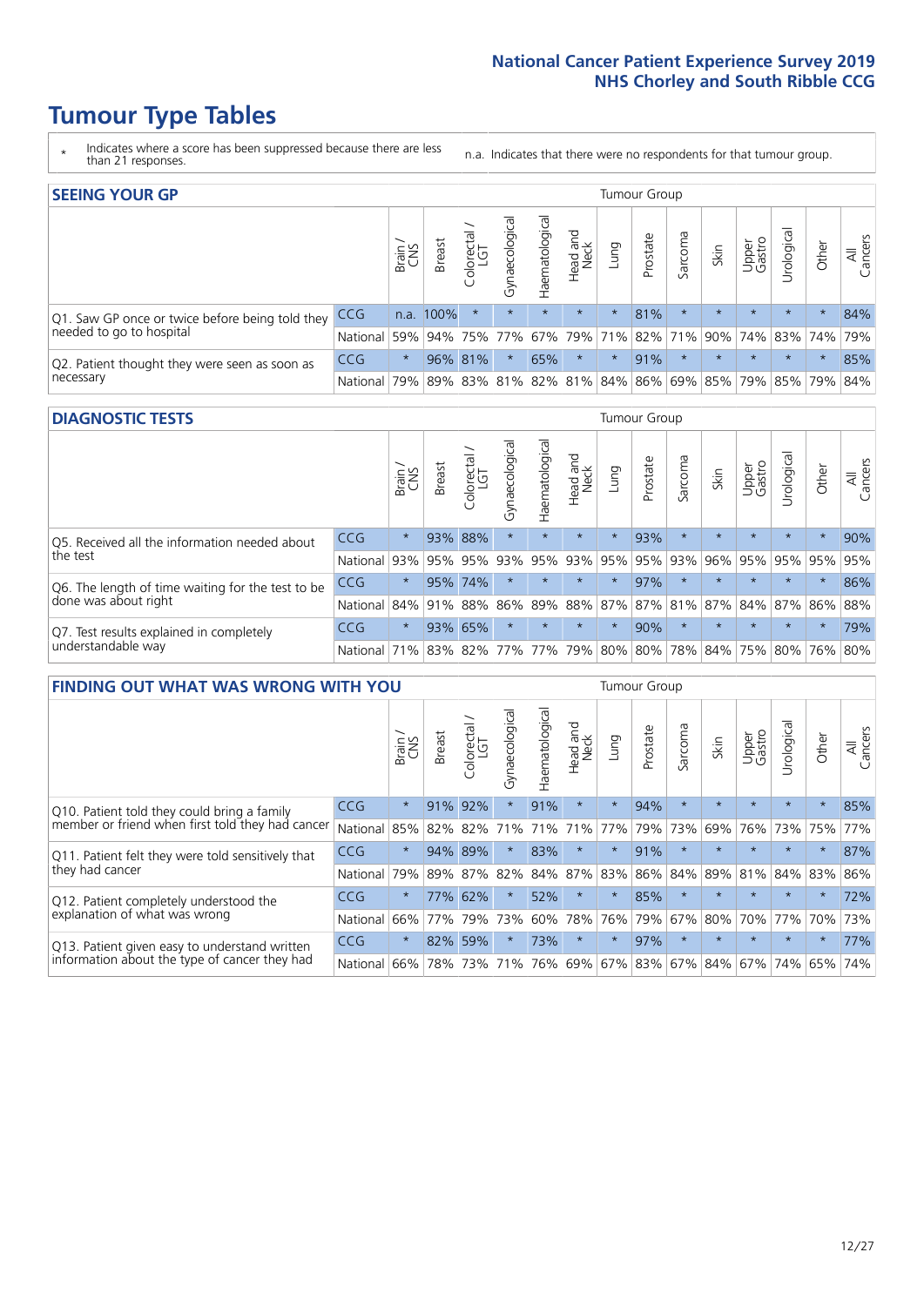# Tumour Type Tables

\* Indicates where a score has been suppressed because there are less than 21 responses.

n.a. Indicates that there were no respondents for that tumour group.

## SEEING YOUR GP

| | | Brain / CNS | Breast | Colorectal / LGT | Gynaecological | Haematological | Head and Neck | Lung | Prostate | Sarcoma | Skin | Upper Gastro | Urological | Other | All Cancers |
|---|---|---|---|---|---|---|---|---|---|---|---|---|---|---|---|
| Q1. Saw GP once or twice before being told they needed to go to hospital | CCG | n.a. | 100% | * | * | * | * | * | 81% | * | * | * | * | * | 84% |
| | National | 59% | 94% | 75% | 77% | 67% | 79% | 71% | 82% | 71% | 90% | 74% | 83% | 74% | 79% |
| Q2. Patient thought they were seen as soon as necessary | CCG | * | 96% | 81% | * | 65% | * | * | 91% | * | * | * | * | * | 85% |
| | National | 79% | 89% | 83% | 81% | 82% | 81% | 84% | 86% | 69% | 85% | 79% | 85% | 79% | 84% |

## DIAGNOSTIC TESTS

| | | Brain / CNS | Breast | Colorectal / LGT | Gynaecological | Haematological | Head and Neck | Lung | Prostate | Sarcoma | Skin | Upper Gastro | Urological | Other | All Cancers |
|---|---|---|---|---|---|---|---|---|---|---|---|---|---|---|---|
| Q5. Received all the information needed about the test | CCG | * | 93% | 88% | * | * | * | * | 93% | * | * | * | * | * | 90% |
| | National | 93% | 95% | 95% | 93% | 95% | 93% | 95% | 95% | 93% | 96% | 95% | 95% | 95% | 95% |
| Q6. The length of time waiting for the test to be done was about right | CCG | * | 95% | 74% | * | * | * | * | 97% | * | * | * | * | * | 86% |
| | National | 84% | 91% | 88% | 86% | 89% | 88% | 87% | 87% | 81% | 87% | 84% | 87% | 86% | 88% |
| Q7. Test results explained in completely understandable way | CCG | * | 93% | 65% | * | * | * | * | 90% | * | * | * | * | * | 79% |
| | National | 71% | 83% | 82% | 77% | 77% | 79% | 80% | 80% | 78% | 84% | 75% | 80% | 76% | 80% |

## FINDING OUT WHAT WAS WRONG WITH YOU

| | | Brain / CNS | Breast | Colorectal / LGT | Gynaecological | Haematological | Head and Neck | Lung | Prostate | Sarcoma | Skin | Upper Gastro | Urological | Other | All Cancers |
|---|---|---|---|---|---|---|---|---|---|---|---|---|---|---|---|
| Q10. Patient told they could bring a family member or friend when first told they had cancer | CCG | * | 91% | 92% | * | 91% | * | * | 94% | * | * | * | * | * | 85% |
| | National | 85% | 82% | 82% | 71% | 71% | 71% | 77% | 79% | 73% | 69% | 76% | 73% | 75% | 77% |
| Q11. Patient felt they were told sensitively that they had cancer | CCG | * | 94% | 89% | * | 83% | * | * | 91% | * | * | * | * | * | 87% |
| | National | 79% | 89% | 87% | 82% | 84% | 87% | 83% | 86% | 84% | 89% | 81% | 84% | 83% | 86% |
| Q12. Patient completely understood the explanation of what was wrong | CCG | * | 77% | 62% | * | 52% | * | * | 85% | * | * | * | * | * | 72% |
| | National | 66% | 77% | 79% | 73% | 60% | 78% | 76% | 79% | 67% | 80% | 70% | 77% | 70% | 73% |
| Q13. Patient given easy to understand written information about the type of cancer they had | CCG | * | 82% | 59% | * | 73% | * | * | 97% | * | * | * | * | * | 77% |
| | National | 66% | 78% | 73% | 71% | 76% | 69% | 67% | 83% | 67% | 84% | 67% | 74% | 65% | 74% |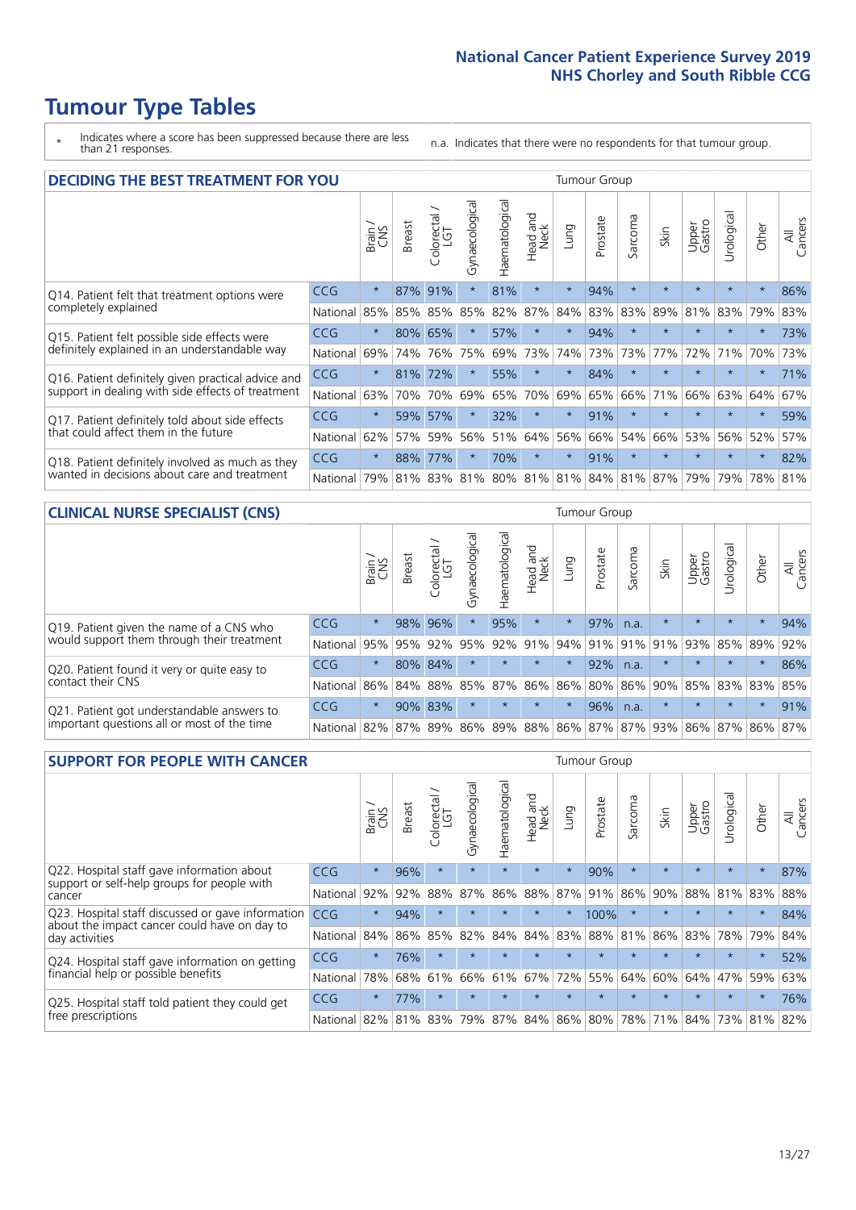# Tumour Type Tables

\* Indicates where a score has been suppressed because there are less than 21 responses.

n.a. Indicates that there were no respondents for that tumour group.

## DECIDING THE BEST TREATMENT FOR YOU

| | | Brain / CNS | Breast | Colorectal / LGT | Gynaecological | Haematological | Head and Neck | Lung | Prostate | Sarcoma | Skin | Upper Gastro | Urological | Other | All Cancers |
|---|---|---|---|---|---|---|---|---|---|---|---|---|---|---|---|
| Q14. Patient felt that treatment options were completely explained | CCG | * | 87% | 91% | * | 81% | * | * | 94% | * | * | * | * | * | 86% |
| | National | 85% | 85% | 85% | 85% | 82% | 87% | 84% | 83% | 83% | 89% | 81% | 83% | 79% | 83% |
| Q15. Patient felt possible side effects were definitely explained in an understandable way | CCG | * | 80% | 65% | * | 57% | * | * | 94% | * | * | * | * | * | 73% |
| | National | 69% | 74% | 76% | 75% | 69% | 73% | 74% | 73% | 73% | 77% | 72% | 71% | 70% | 73% |
| Q16. Patient definitely given practical advice and support in dealing with side effects of treatment | CCG | * | 81% | 72% | * | 55% | * | * | 84% | * | * | * | * | * | 71% |
| | National | 63% | 70% | 70% | 69% | 65% | 70% | 69% | 65% | 66% | 71% | 66% | 63% | 64% | 67% |
| Q17. Patient definitely told about side effects that could affect them in the future | CCG | * | 59% | 57% | * | 32% | * | * | 91% | * | * | * | * | * | 59% |
| | National | 62% | 57% | 59% | 56% | 51% | 64% | 56% | 66% | 54% | 66% | 53% | 56% | 52% | 57% |
| Q18. Patient definitely involved as much as they wanted in decisions about care and treatment | CCG | * | 88% | 77% | * | 70% | * | * | 91% | * | * | * | * | * | 82% |
| | National | 79% | 81% | 83% | 81% | 80% | 81% | 81% | 84% | 81% | 87% | 79% | 79% | 78% | 81% |

## CLINICAL NURSE SPECIALIST (CNS)

| | | Brain / CNS | Breast | Colorectal / LGT | Gynaecological | Haematological | Head and Neck | Lung | Prostate | Sarcoma | Skin | Upper Gastro | Urological | Other | All Cancers |
|---|---|---|---|---|---|---|---|---|---|---|---|---|---|---|---|
| Q19. Patient given the name of a CNS who would support them through their treatment | CCG | * | 98% | 96% | * | 95% | * | * | 97% | n.a. | * | * | * | * | 94% |
| | National | 95% | 95% | 92% | 95% | 92% | 91% | 94% | 91% | 91% | 91% | 93% | 85% | 89% | 92% |
| Q20. Patient found it very or quite easy to contact their CNS | CCG | * | 80% | 84% | * | * | * | * | 92% | n.a. | * | * | * | * | 86% |
| | National | 86% | 84% | 88% | 85% | 87% | 86% | 86% | 80% | 86% | 90% | 85% | 83% | 83% | 85% |
| Q21. Patient got understandable answers to important questions all or most of the time | CCG | * | 90% | 83% | * | * | * | * | 96% | n.a. | * | * | * | * | 91% |
| | National | 82% | 87% | 89% | 86% | 89% | 88% | 86% | 87% | 87% | 93% | 86% | 87% | 86% | 87% |

## SUPPORT FOR PEOPLE WITH CANCER

| | | Brain / CNS | Breast | Colorectal / LGT | Gynaecological | Haematological | Head and Neck | Lung | Prostate | Sarcoma | Skin | Upper Gastro | Urological | Other | All Cancers |
|---|---|---|---|---|---|---|---|---|---|---|---|---|---|---|---|
| Q22. Hospital staff gave information about support or self-help groups for people with cancer | CCG | * | 96% | * | * | * | * | * | 90% | * | * | * | * | * | 87% |
| | National | 92% | 92% | 88% | 87% | 86% | 88% | 87% | 91% | 86% | 90% | 88% | 81% | 83% | 88% |
| Q23. Hospital staff discussed or gave information about the impact cancer could have on day to day activities | CCG | * | 94% | * | * | * | * | * | 100% | * | * | * | * | * | 84% |
| | National | 84% | 86% | 85% | 82% | 84% | 84% | 83% | 88% | 81% | 86% | 83% | 78% | 79% | 84% |
| Q24. Hospital staff gave information on getting financial help or possible benefits | CCG | * | 76% | * | * | * | * | * | * | * | * | * | * | * | 52% |
| | National | 78% | 68% | 61% | 66% | 61% | 67% | 72% | 55% | 64% | 60% | 64% | 47% | 59% | 63% |
| Q25. Hospital staff told patient they could get free prescriptions | CCG | * | 77% | * | * | * | * | * | * | * | * | * | * | * | 76% |
| | National | 82% | 81% | 83% | 79% | 87% | 84% | 86% | 80% | 78% | 71% | 84% | 73% | 81% | 82% |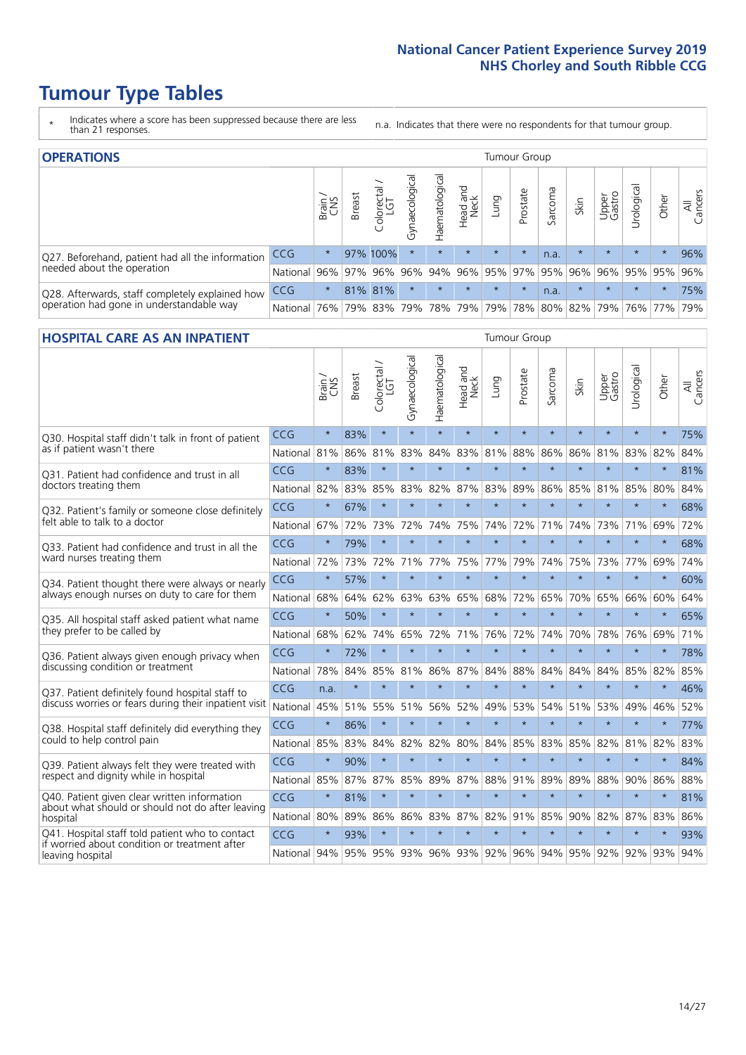# Tumour Type Tables

\* Indicates where a score has been suppressed because there are less than 21 responses.

n.a. Indicates that there were no respondents for that tumour group.

## OPERATIONS

| | | Brain / CNS | Breast | Colorectal / LGT | Gynaecological | Haematological | Head and Neck | Lung | Prostate | Sarcoma | Skin | Upper Gastro | Urological | Other | All Cancers |
|---|---|---|---|---|---|---|---|---|---|---|---|---|---|---|---|
| Q27. Beforehand, patient had all the information needed about the operation | CCG | * | 97% | 100% | * | * | * | * | * | n.a. | * | * | * | * | 96% |
| | National | 96% | 97% | 96% | 96% | 94% | 96% | 95% | 97% | 95% | 96% | 96% | 95% | 95% | 96% |
| Q28. Afterwards, staff completely explained how operation had gone in understandable way | CCG | * | 81% | 81% | * | * | * | * | * | n.a. | * | * | * | * | 75% |
| | National | 76% | 79% | 83% | 79% | 78% | 79% | 79% | 78% | 80% | 82% | 79% | 76% | 77% | 79% |

## HOSPITAL CARE AS AN INPATIENT

| | | Brain / CNS | Breast | Colorectal / LGT | Gynaecological | Haematological | Head and Neck | Lung | Prostate | Sarcoma | Skin | Upper Gastro | Urological | Other | All Cancers |
|---|---|---|---|---|---|---|---|---|---|---|---|---|---|---|---|
| Q30. Hospital staff didn't talk in front of patient as if patient wasn't there | CCG | * | 83% | * | * | * | * | * | * | * | * | * | * | * | 75% |
| | National | 81% | 86% | 81% | 83% | 84% | 83% | 81% | 88% | 86% | 86% | 81% | 83% | 82% | 84% |
| Q31. Patient had confidence and trust in all doctors treating them | CCG | * | 83% | * | * | * | * | * | * | * | * | * | * | * | 81% |
| | National | 82% | 83% | 85% | 83% | 82% | 87% | 83% | 89% | 86% | 85% | 81% | 85% | 80% | 84% |
| Q32. Patient's family or someone close definitely felt able to talk to a doctor | CCG | * | 67% | * | * | * | * | * | * | * | * | * | * | * | 68% |
| | National | 67% | 72% | 73% | 72% | 74% | 75% | 74% | 72% | 71% | 74% | 73% | 71% | 69% | 72% |
| Q33. Patient had confidence and trust in all the ward nurses treating them | CCG | * | 79% | * | * | * | * | * | * | * | * | * | * | * | 68% |
| | National | 72% | 73% | 72% | 71% | 77% | 75% | 77% | 79% | 74% | 75% | 73% | 77% | 69% | 74% |
| Q34. Patient thought there were always or nearly always enough nurses on duty to care for them | CCG | * | 57% | * | * | * | * | * | * | * | * | * | * | * | 60% |
| | National | 68% | 64% | 62% | 63% | 63% | 65% | 68% | 72% | 65% | 70% | 65% | 66% | 60% | 64% |
| Q35. All hospital staff asked patient what name they prefer to be called by | CCG | * | 50% | * | * | * | * | * | * | * | * | * | * | * | 65% |
| | National | 68% | 62% | 74% | 65% | 72% | 71% | 76% | 72% | 74% | 70% | 78% | 76% | 69% | 71% |
| Q36. Patient always given enough privacy when discussing condition or treatment | CCG | * | 72% | * | * | * | * | * | * | * | * | * | * | * | 78% |
| | National | 78% | 84% | 85% | 81% | 86% | 87% | 84% | 88% | 84% | 84% | 84% | 85% | 82% | 85% |
| Q37. Patient definitely found hospital staff to discuss worries or fears during their inpatient visit | CCG | n.a. | * | * | * | * | * | * | * | * | * | * | * | * | 46% |
| | National | 45% | 51% | 55% | 51% | 56% | 52% | 49% | 53% | 54% | 51% | 53% | 49% | 46% | 52% |
| Q38. Hospital staff definitely did everything they could to help control pain | CCG | * | 86% | * | * | * | * | * | * | * | * | * | * | * | 77% |
| | National | 85% | 83% | 84% | 82% | 82% | 80% | 84% | 85% | 83% | 85% | 82% | 81% | 82% | 83% |
| Q39. Patient always felt they were treated with respect and dignity while in hospital | CCG | * | 90% | * | * | * | * | * | * | * | * | * | * | * | 84% |
| | National | 85% | 87% | 87% | 85% | 89% | 87% | 88% | 91% | 89% | 89% | 88% | 90% | 86% | 88% |
| Q40. Patient given clear written information about what should or should not do after leaving hospital | CCG | * | 81% | * | * | * | * | * | * | * | * | * | * | * | 81% |
| | National | 80% | 89% | 86% | 86% | 83% | 87% | 82% | 91% | 85% | 90% | 82% | 87% | 83% | 86% |
| Q41. Hospital staff told patient who to contact if worried about condition or treatment after leaving hospital | CCG | * | 93% | * | * | * | * | * | * | * | * | * | * | * | 93% |
| | National | 94% | 95% | 95% | 93% | 96% | 93% | 92% | 96% | 94% | 95% | 92% | 92% | 93% | 94% |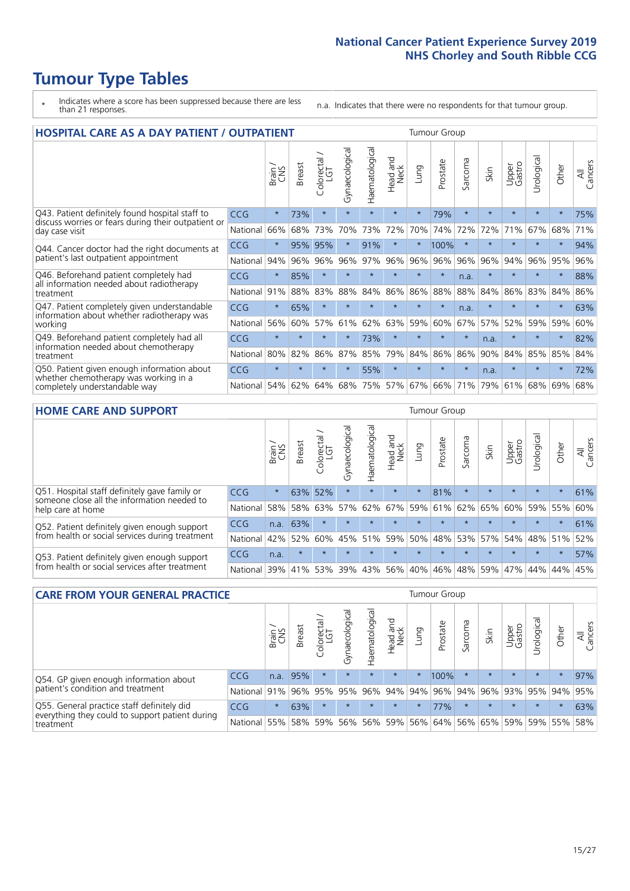# Tumour Type Tables

\* Indicates where a score has been suppressed because there are less than 21 responses.

n.a. Indicates that there were no respondents for that tumour group.

## HOSPITAL CARE AS A DAY PATIENT / OUTPATIENT

| | | Brain / CNS | Breast | Colorectal / LGT | Gynaecological | Haematological | Head and Neck | Lung | Prostate | Sarcoma | Skin | Upper Gastro | Urological | Other | All Cancers |
|---|---|---|---|---|---|---|---|---|---|---|---|---|---|---|---|
| Q43. Patient definitely found hospital staff to discuss worries or fears during their outpatient or day case visit | CCG | * | 73% | * | * | * | * | * | 79% | * | * | * | * | * | 75% |
| | National | 66% | 68% | 73% | 70% | 73% | 72% | 70% | 74% | 72% | 72% | 71% | 67% | 68% | 71% |
| Q44. Cancer doctor had the right documents at patient's last outpatient appointment | CCG | * | 95% | 95% | * | 91% | * | * | 100% | * | * | * | * | * | 94% |
| | National | 94% | 96% | 96% | 96% | 97% | 96% | 96% | 96% | 96% | 96% | 94% | 96% | 95% | 96% |
| Q46. Beforehand patient completely had all information needed about radiotherapy treatment | CCG | * | 85% | * | * | * | * | * | * | n.a. | * | * | * | * | 88% |
| | National | 91% | 88% | 83% | 88% | 84% | 86% | 86% | 88% | 88% | 84% | 86% | 83% | 84% | 86% |
| Q47. Patient completely given understandable information about whether radiotherapy was working | CCG | * | 65% | * | * | * | * | * | * | n.a. | * | * | * | * | 63% |
| | National | 56% | 60% | 57% | 61% | 62% | 63% | 59% | 60% | 67% | 57% | 52% | 59% | 59% | 60% |
| Q49. Beforehand patient completely had all information needed about chemotherapy treatment | CCG | * | * | * | * | 73% | * | * | * | * | n.a. | * | * | * | 82% |
| | National | 80% | 82% | 86% | 87% | 85% | 79% | 84% | 86% | 86% | 90% | 84% | 85% | 85% | 84% |
| Q50. Patient given enough information about whether chemotherapy was working in a completely understandable way | CCG | * | * | * | * | 55% | * | * | * | * | n.a. | * | * | * | 72% |
| | National | 54% | 62% | 64% | 68% | 75% | 57% | 67% | 66% | 71% | 79% | 61% | 68% | 69% | 68% |

## HOME CARE AND SUPPORT

| | | Brain / CNS | Breast | Colorectal / LGT | Gynaecological | Haematological | Head and Neck | Lung | Prostate | Sarcoma | Skin | Upper Gastro | Urological | Other | All Cancers |
|---|---|---|---|---|---|---|---|---|---|---|---|---|---|---|---|
| Q51. Hospital staff definitely gave family or someone close all the information needed to help care at home | CCG | * | 63% | 52% | * | * | * | * | 81% | * | * | * | * | * | 61% |
| | National | 58% | 58% | 63% | 57% | 62% | 67% | 59% | 61% | 62% | 65% | 60% | 59% | 55% | 60% |
| Q52. Patient definitely given enough support from health or social services during treatment | CCG | n.a. | 63% | * | * | * | * | * | * | * | * | * | * | * | 61% |
| | National | 42% | 52% | 60% | 45% | 51% | 59% | 50% | 48% | 53% | 57% | 54% | 48% | 51% | 52% |
| Q53. Patient definitely given enough support from health or social services after treatment | CCG | n.a. | * | * | * | * | * | * | * | * | * | * | * | * | 57% |
| | National | 39% | 41% | 53% | 39% | 43% | 56% | 40% | 46% | 48% | 59% | 47% | 44% | 44% | 45% |

## CARE FROM YOUR GENERAL PRACTICE

| | | Brain / CNS | Breast | Colorectal / LGT | Gynaecological | Haematological | Head and Neck | Lung | Prostate | Sarcoma | Skin | Upper Gastro | Urological | Other | All Cancers |
|---|---|---|---|---|---|---|---|---|---|---|---|---|---|---|---|
| Q54. GP given enough information about patient's condition and treatment | CCG | n.a. | 95% | * | * | * | * | * | 100% | * | * | * | * | * | 97% |
| | National | 91% | 96% | 95% | 95% | 96% | 94% | 94% | 96% | 94% | 96% | 93% | 95% | 94% | 95% |
| Q55. General practice staff definitely did everything they could to support patient during treatment | CCG | * | 63% | * | * | * | * | * | 77% | * | * | * | * | * | 63% |
| | National | 55% | 58% | 59% | 56% | 56% | 59% | 56% | 64% | 56% | 65% | 59% | 59% | 55% | 58% |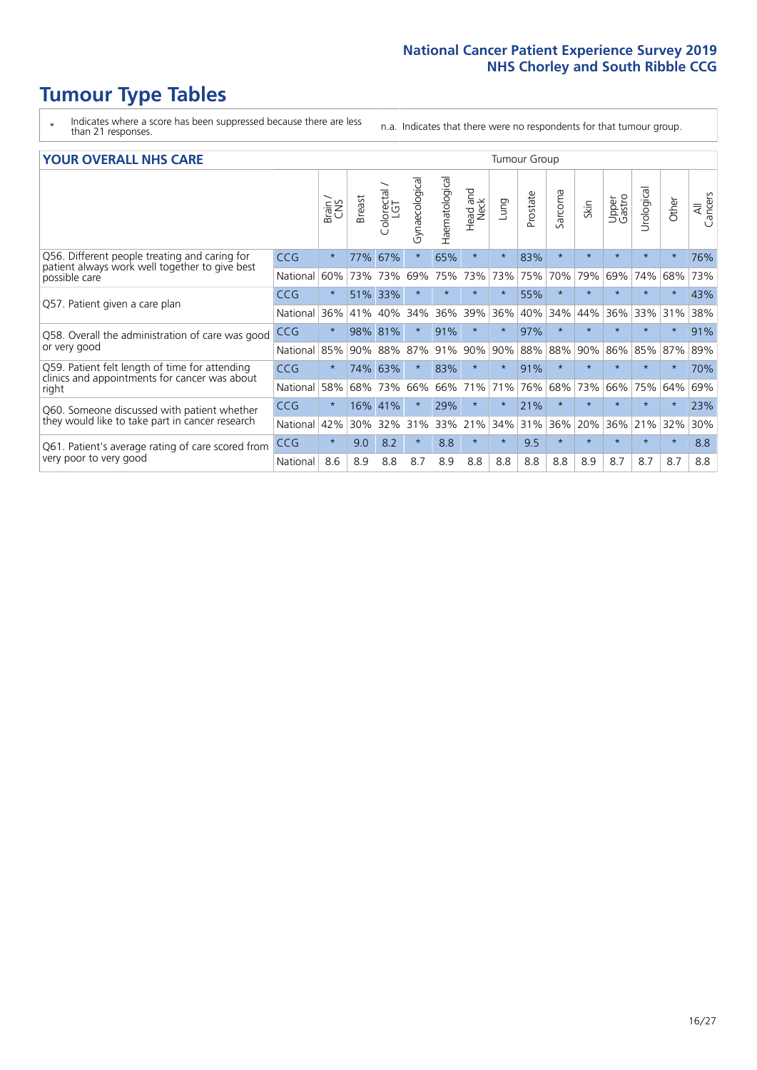# Tumour Type Tables

\* Indicates where a score has been suppressed because there are less than 21 responses.

n.a. Indicates that there were no respondents for that tumour group.

## YOUR OVERALL NHS CARE

| | | Brain / CNS | Breast | Colorectal / LGT | Gynaecological | Haematological | Head and Neck | Lung | Prostate | Sarcoma | Skin | Upper Gastro | Urological | Other | All Cancers |
|---|---|---|---|---|---|---|---|---|---|---|---|---|---|---|---|
| Q56. Different people treating and caring for patient always work well together to give best possible care | CCG | * | 77% | 67% | * | 65% | * | * | 83% | * | * | * | * | * | 76% |
| | National | 60% | 73% | 73% | 69% | 75% | 73% | 73% | 75% | 70% | 79% | 69% | 74% | 68% | 73% |
| Q57. Patient given a care plan | CCG | * | 51% | 33% | * | * | * | * | 55% | * | * | * | * | * | 43% |
| | National | 36% | 41% | 40% | 34% | 36% | 39% | 36% | 40% | 34% | 44% | 36% | 33% | 31% | 38% |
| Q58. Overall the administration of care was good or very good | CCG | * | 98% | 81% | * | 91% | * | * | 97% | * | * | * | * | * | 91% |
| | National | 85% | 90% | 88% | 87% | 91% | 90% | 90% | 88% | 88% | 90% | 86% | 85% | 87% | 89% |
| Q59. Patient felt length of time for attending clinics and appointments for cancer was about right | CCG | * | 74% | 63% | * | 83% | * | * | 91% | * | * | * | * | * | 70% |
| | National | 58% | 68% | 73% | 66% | 66% | 71% | 71% | 76% | 68% | 73% | 66% | 75% | 64% | 69% |
| Q60. Someone discussed with patient whether they would like to take part in cancer research | CCG | * | 16% | 41% | * | 29% | * | * | 21% | * | * | * | * | * | 23% |
| | National | 42% | 30% | 32% | 31% | 33% | 21% | 34% | 31% | 36% | 20% | 36% | 21% | 32% | 30% |
| Q61. Patient's average rating of care scored from very poor to very good | CCG | * | 9.0 | 8.2 | * | 8.8 | * | * | 9.5 | * | * | * | * | * | 8.8 |
| | National | 8.6 | 8.9 | 8.8 | 8.7 | 8.9 | 8.8 | 8.8 | 8.8 | 8.8 | 8.9 | 8.7 | 8.7 | 8.7 | 8.8 |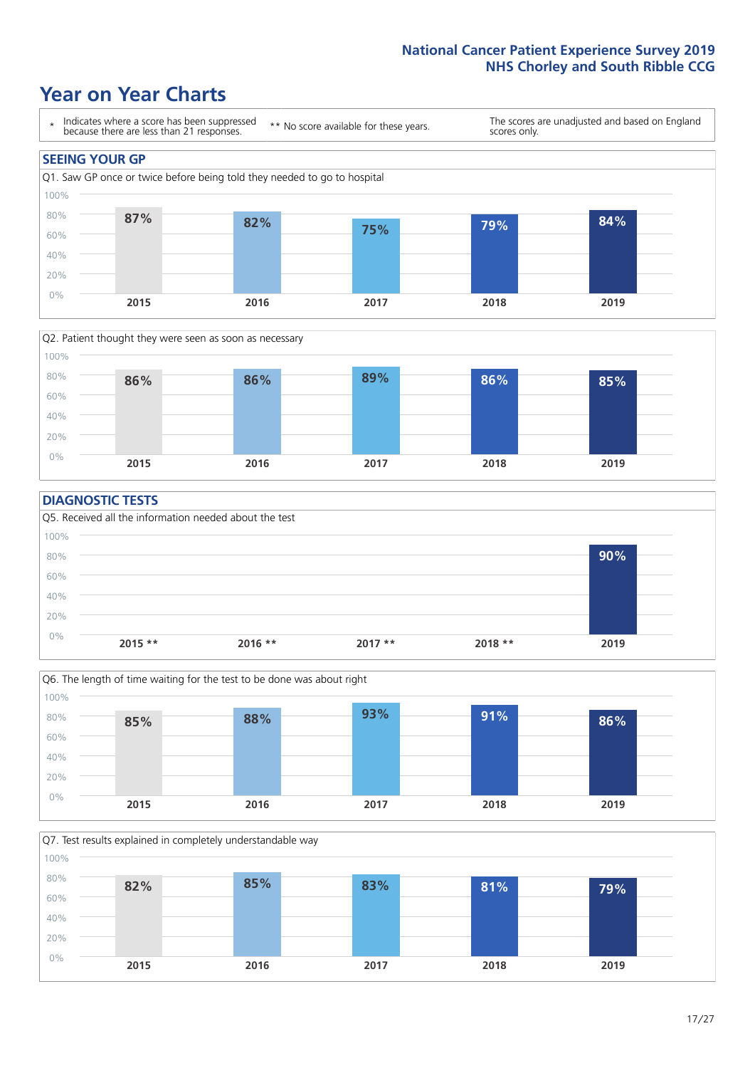# Year on Year Charts

| \* Indicates where a score has been suppressed because there are less than 21 responses. | \*\* No score available for these years. | The scores are unadjusted and based on England scores only. |
|---|---|---|

## SEEING YOUR GP

Q1. Saw GP once or twice before being told they needed to go to hospital

| 2015 | 2016 | 2017 | 2018 | 2019 |
|---|---|---|---|---|
| 87% | 82% | 75% | 79% | 84% |

Q2. Patient thought they were seen as soon as necessary

| 2015 | 2016 | 2017 | 2018 | 2019 |
|---|---|---|---|---|
| 86% | 86% | 89% | 86% | 85% |

## DIAGNOSTIC TESTS

Q5. Received all the information needed about the test

| 2015 ** | 2016 ** | 2017 ** | 2018 ** | 2019 |
|---|---|---|---|---|
| | | | | 90% |

Q6. The length of time waiting for the test to be done was about right

| 2015 | 2016 | 2017 | 2018 | 2019 |
|---|---|---|---|---|
| 85% | 88% | 93% | 91% | 86% |

Q7. Test results explained in completely understandable way

| 2015 | 2016 | 2017 | 2018 | 2019 |
|---|---|---|---|---|
| 82% | 85% | 83% | 81% | 79% |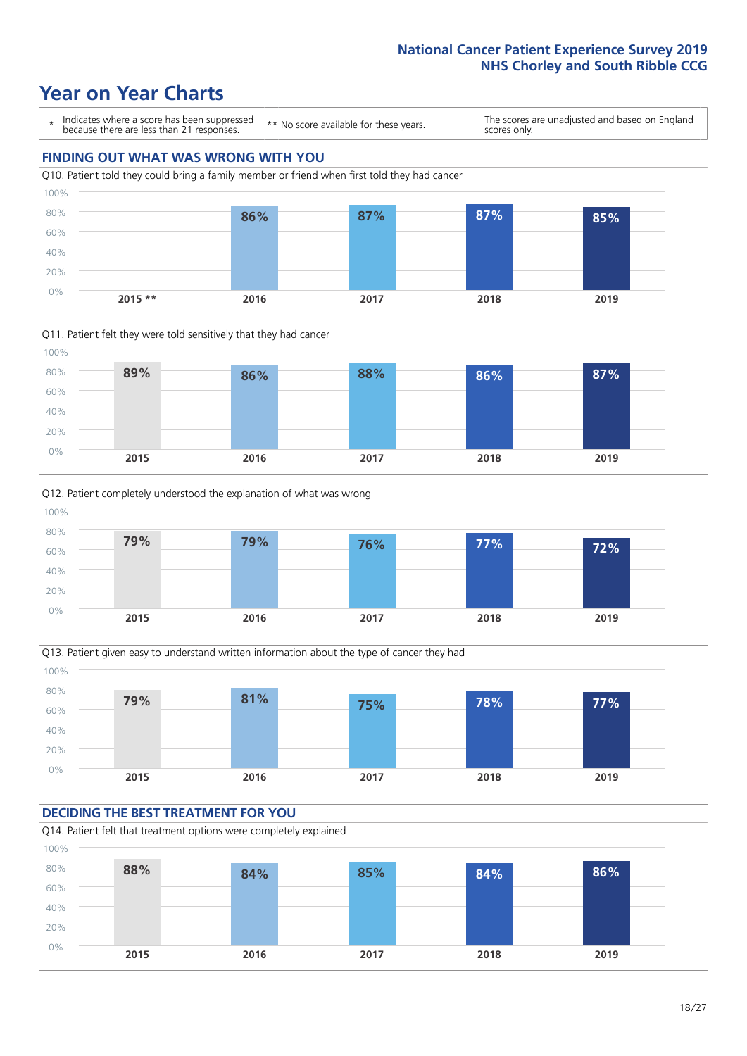# Year on Year Charts

\* Indicates where a score has been suppressed because there are less than 21 responses.

** No score available for these years.

The scores are unadjusted and based on England scores only.

## FINDING OUT WHAT WAS WRONG WITH YOU

Q10. Patient told they could bring a family member or friend when first told they had cancer

| 2015 ** | 2016 | 2017 | 2018 | 2019 |
|---|---|---|---|---|
| | 86% | 87% | 87% | 85% |

Q11. Patient felt they were told sensitively that they had cancer

| 2015 | 2016 | 2017 | 2018 | 2019 |
|---|---|---|---|---|
| 89% | 86% | 88% | 86% | 87% |

Q12. Patient completely understood the explanation of what was wrong

| 2015 | 2016 | 2017 | 2018 | 2019 |
|---|---|---|---|---|
| 79% | 79% | 76% | 77% | 72% |

Q13. Patient given easy to understand written information about the type of cancer they had

| 2015 | 2016 | 2017 | 2018 | 2019 |
|---|---|---|---|---|
| 79% | 81% | 75% | 78% | 77% |

## DECIDING THE BEST TREATMENT FOR YOU

Q14. Patient felt that treatment options were completely explained

| 2015 | 2016 | 2017 | 2018 | 2019 |
|---|---|---|---|---|
| 88% | 84% | 85% | 84% | 86% |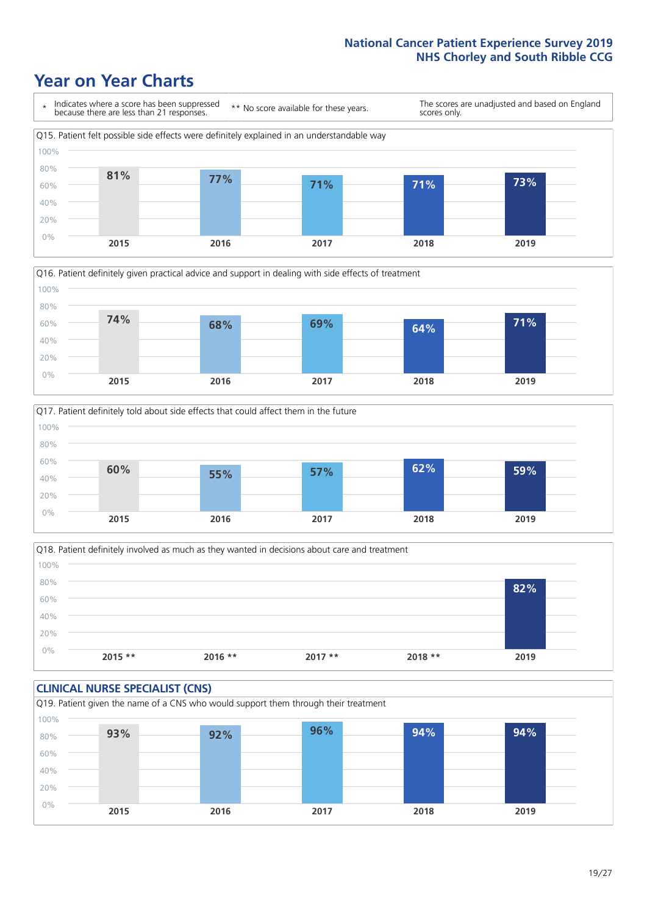# Year on Year Charts

\* Indicates where a score has been suppressed because there are less than 21 responses.

\*\* No score available for these years.

The scores are unadjusted and based on England scores only.

Q15. Patient felt possible side effects were definitely explained in an understandable way

| 2015 | 2016 | 2017 | 2018 | 2019 |
|---|---|---|---|---|
| 81% | 77% | 71% | 71% | 73% |

Q16. Patient definitely given practical advice and support in dealing with side effects of treatment

| 2015 | 2016 | 2017 | 2018 | 2019 |
|---|---|---|---|---|
| 74% | 68% | 69% | 64% | 71% |

Q17. Patient definitely told about side effects that could affect them in the future

| 2015 | 2016 | 2017 | 2018 | 2019 |
|---|---|---|---|---|
| 60% | 55% | 57% | 62% | 59% |

Q18. Patient definitely involved as much as they wanted in decisions about care and treatment

| 2015 ** | 2016 ** | 2017 ** | 2018 ** | 2019 |
|---|---|---|---|---|
| | | | | 82% |

## CLINICAL NURSE SPECIALIST (CNS)

Q19. Patient given the name of a CNS who would support them through their treatment

| 2015 | 2016 | 2017 | 2018 | 2019 |
|---|---|---|---|---|
| 93% | 92% | 96% | 94% | 94% |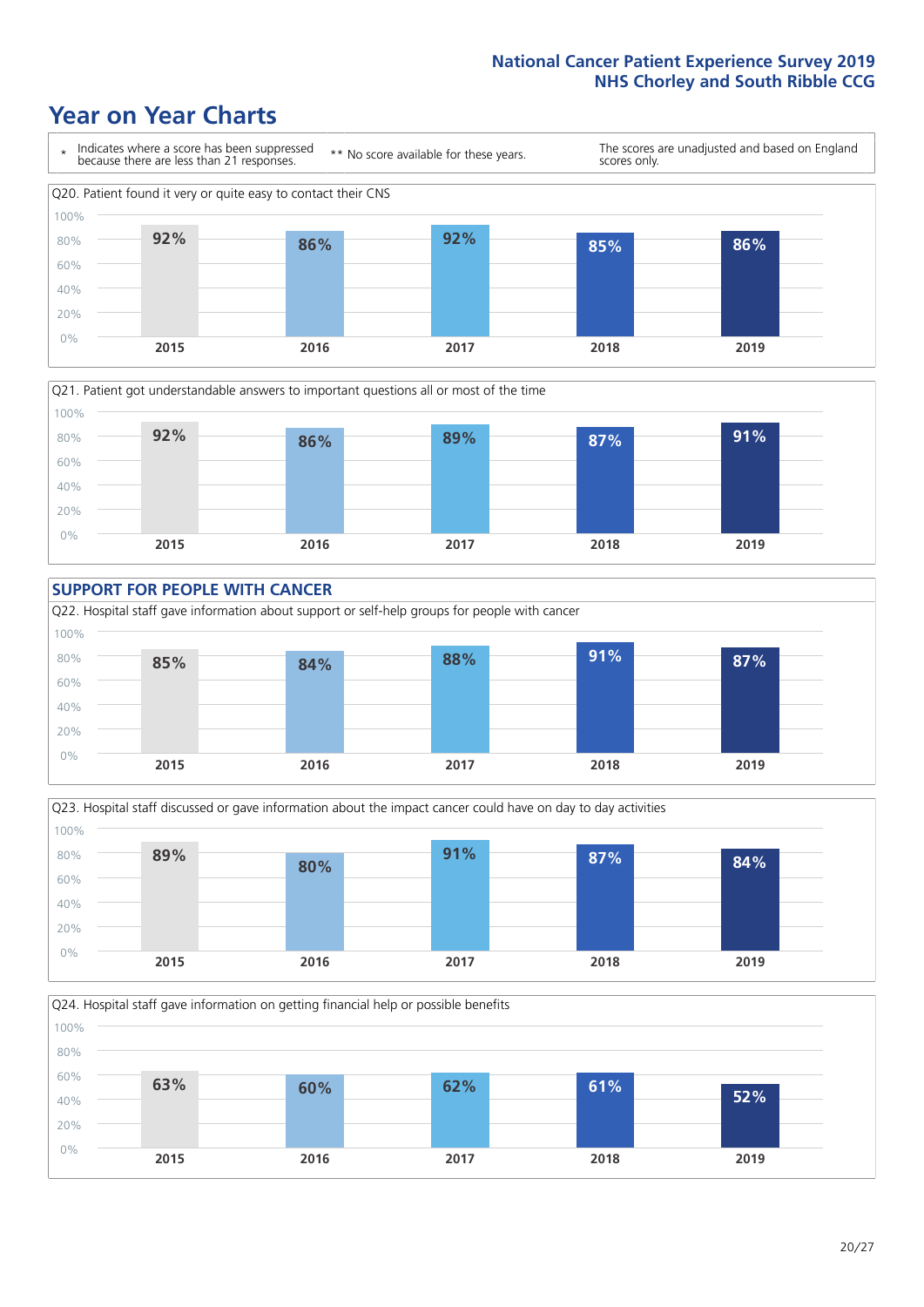# Year on Year Charts

\* Indicates where a score has been suppressed because there are less than 21 responses. ** No score available for these years. The scores are unadjusted and based on England scores only.

Q20. Patient found it very or quite easy to contact their CNS

| 2015 | 2016 | 2017 | 2018 | 2019 |
|---|---|---|---|---|
| 92% | 86% | 92% | 85% | 86% |

Q21. Patient got understandable answers to important questions all or most of the time

| 2015 | 2016 | 2017 | 2018 | 2019 |
|---|---|---|---|---|
| 92% | 86% | 89% | 87% | 91% |

## SUPPORT FOR PEOPLE WITH CANCER

Q22. Hospital staff gave information about support or self-help groups for people with cancer

| 2015 | 2016 | 2017 | 2018 | 2019 |
|---|---|---|---|---|
| 85% | 84% | 88% | 91% | 87% |

Q23. Hospital staff discussed or gave information about the impact cancer could have on day to day activities

| 2015 | 2016 | 2017 | 2018 | 2019 |
|---|---|---|---|---|
| 89% | 80% | 91% | 87% | 84% |

Q24. Hospital staff gave information on getting financial help or possible benefits

| 2015 | 2016 | 2017 | 2018 | 2019 |
|---|---|---|---|---|
| 63% | 60% | 62% | 61% | 52% |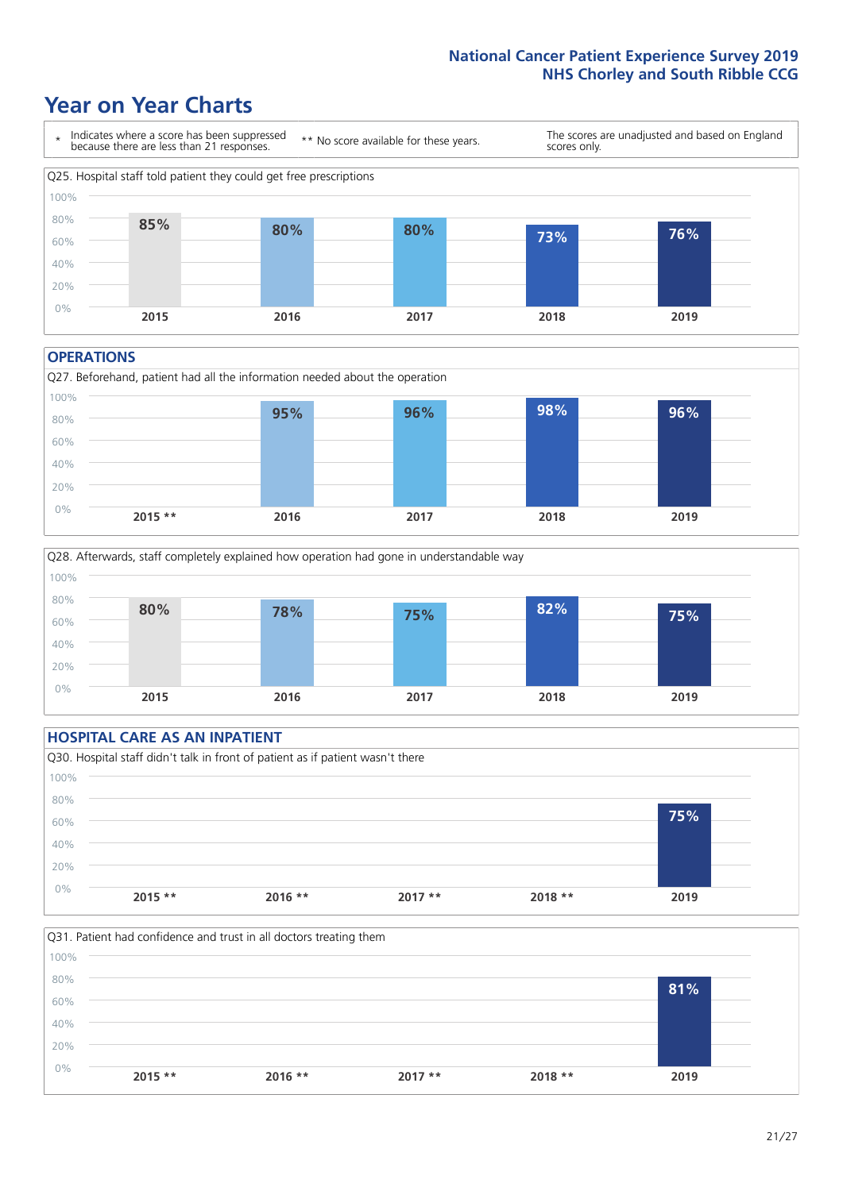# Year on Year Charts

\* Indicates where a score has been suppressed because there are less than 21 responses.

** No score available for these years.

The scores are unadjusted and based on England scores only.

Q25. Hospital staff told patient they could get free prescriptions

| 2015 | 2016 | 2017 | 2018 | 2019 |
|---|---|---|---|---|
| 85% | 80% | 80% | 73% | 76% |

## OPERATIONS

Q27. Beforehand, patient had all the information needed about the operation

| 2015 ** | 2016 | 2017 | 2018 | 2019 |
|---|---|---|---|---|
| | 95% | 96% | 98% | 96% |

Q28. Afterwards, staff completely explained how operation had gone in understandable way

| 2015 | 2016 | 2017 | 2018 | 2019 |
|---|---|---|---|---|
| 80% | 78% | 75% | 82% | 75% |

## HOSPITAL CARE AS AN INPATIENT

Q30. Hospital staff didn't talk in front of patient as if patient wasn't there

| 2015 ** | 2016 ** | 2017 ** | 2018 ** | 2019 |
|---|---|---|---|---|
| | | | | 75% |

Q31. Patient had confidence and trust in all doctors treating them

| 2015 ** | 2016 ** | 2017 ** | 2018 ** | 2019 |
|---|---|---|---|---|
| | | | | 81% |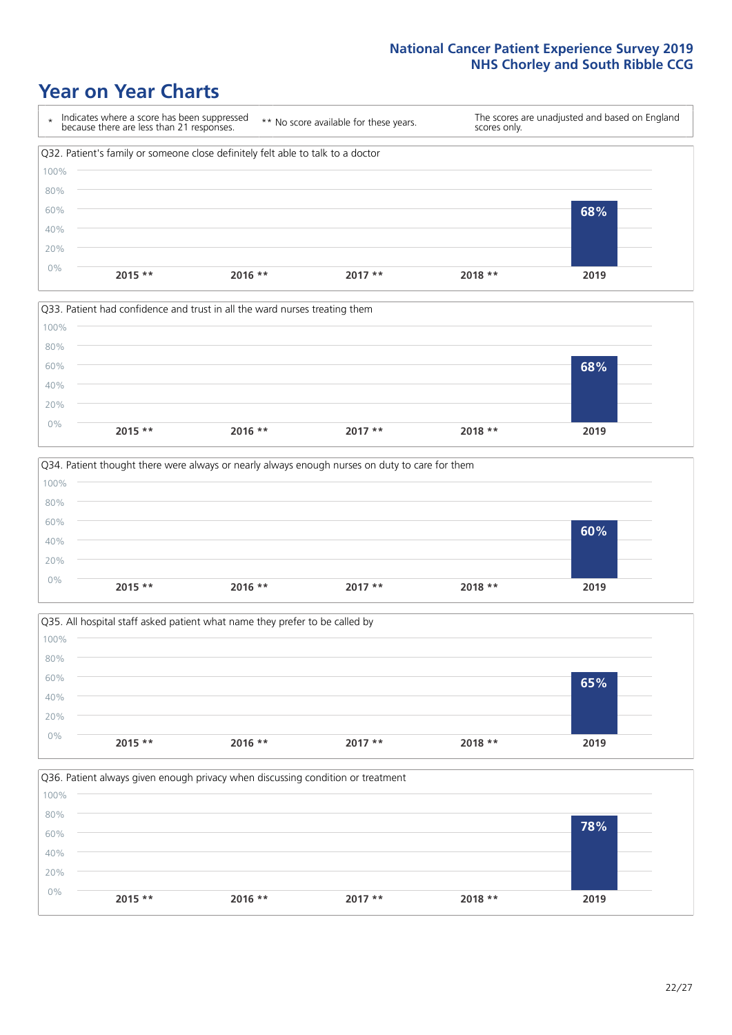# Year on Year Charts

| * Indicates where a score has been suppressed because there are less than 21 responses. | ** No score available for these years. | The scores are unadjusted and based on England scores only. |
|---|---|---|

Q32. Patient's family or someone close definitely felt able to talk to a doctor

| 2015 ** | 2016 ** | 2017 ** | 2018 ** | 2019 |
|---|---|---|---|---|
| | | | | 68% |

Q33. Patient had confidence and trust in all the ward nurses treating them

| 2015 ** | 2016 ** | 2017 ** | 2018 ** | 2019 |
|---|---|---|---|---|
| | | | | 68% |

Q34. Patient thought there were always or nearly always enough nurses on duty to care for them

| 2015 ** | 2016 ** | 2017 ** | 2018 ** | 2019 |
|---|---|---|---|---|
| | | | | 60% |

Q35. All hospital staff asked patient what name they prefer to be called by

| 2015 ** | 2016 ** | 2017 ** | 2018 ** | 2019 |
|---|---|---|---|---|
| | | | | 65% |

Q36. Patient always given enough privacy when discussing condition or treatment

| 2015 ** | 2016 ** | 2017 ** | 2018 ** | 2019 |
|---|---|---|---|---|
| | | | | 78% |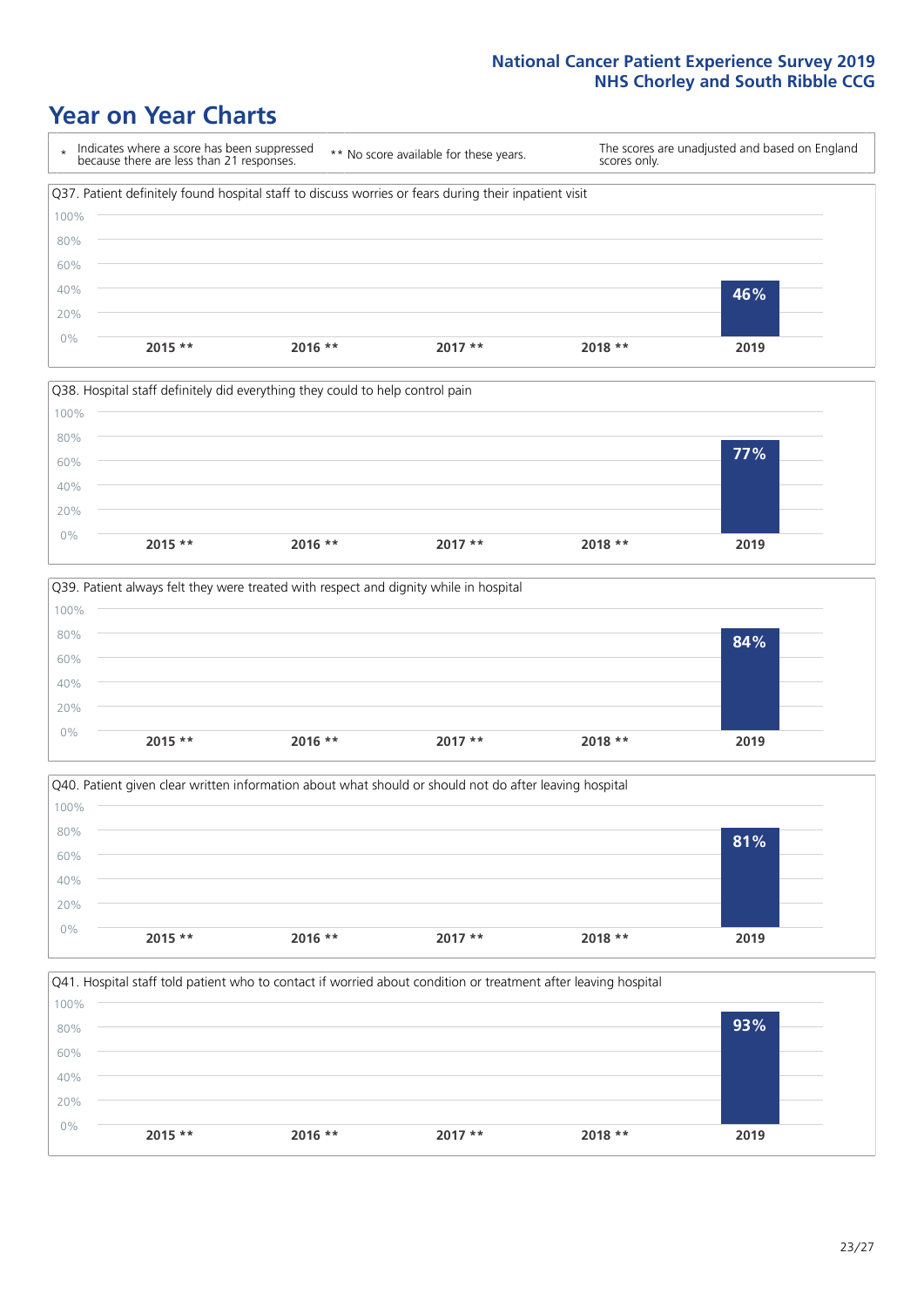# Year on Year Charts

| * Indicates where a score has been suppressed because there are less than 21 responses. | ** No score available for these years. | The scores are unadjusted and based on England scores only. |
|---|---|---|

Q37. Patient definitely found hospital staff to discuss worries or fears during their inpatient visit

| 2015 ** | 2016 ** | 2017 ** | 2018 ** | 2019 |
|---|---|---|---|---|
| | | | | 46% |

Q38. Hospital staff definitely did everything they could to help control pain

| 2015 ** | 2016 ** | 2017 ** | 2018 ** | 2019 |
|---|---|---|---|---|
| | | | | 77% |

Q39. Patient always felt they were treated with respect and dignity while in hospital

| 2015 ** | 2016 ** | 2017 ** | 2018 ** | 2019 |
|---|---|---|---|---|
| | | | | 84% |

Q40. Patient given clear written information about what should or should not do after leaving hospital

| 2015 ** | 2016 ** | 2017 ** | 2018 ** | 2019 |
|---|---|---|---|---|
| | | | | 81% |

Q41. Hospital staff told patient who to contact if worried about condition or treatment after leaving hospital

| 2015 ** | 2016 ** | 2017 ** | 2018 ** | 2019 |
|---|---|---|---|---|
| | | | | 93% |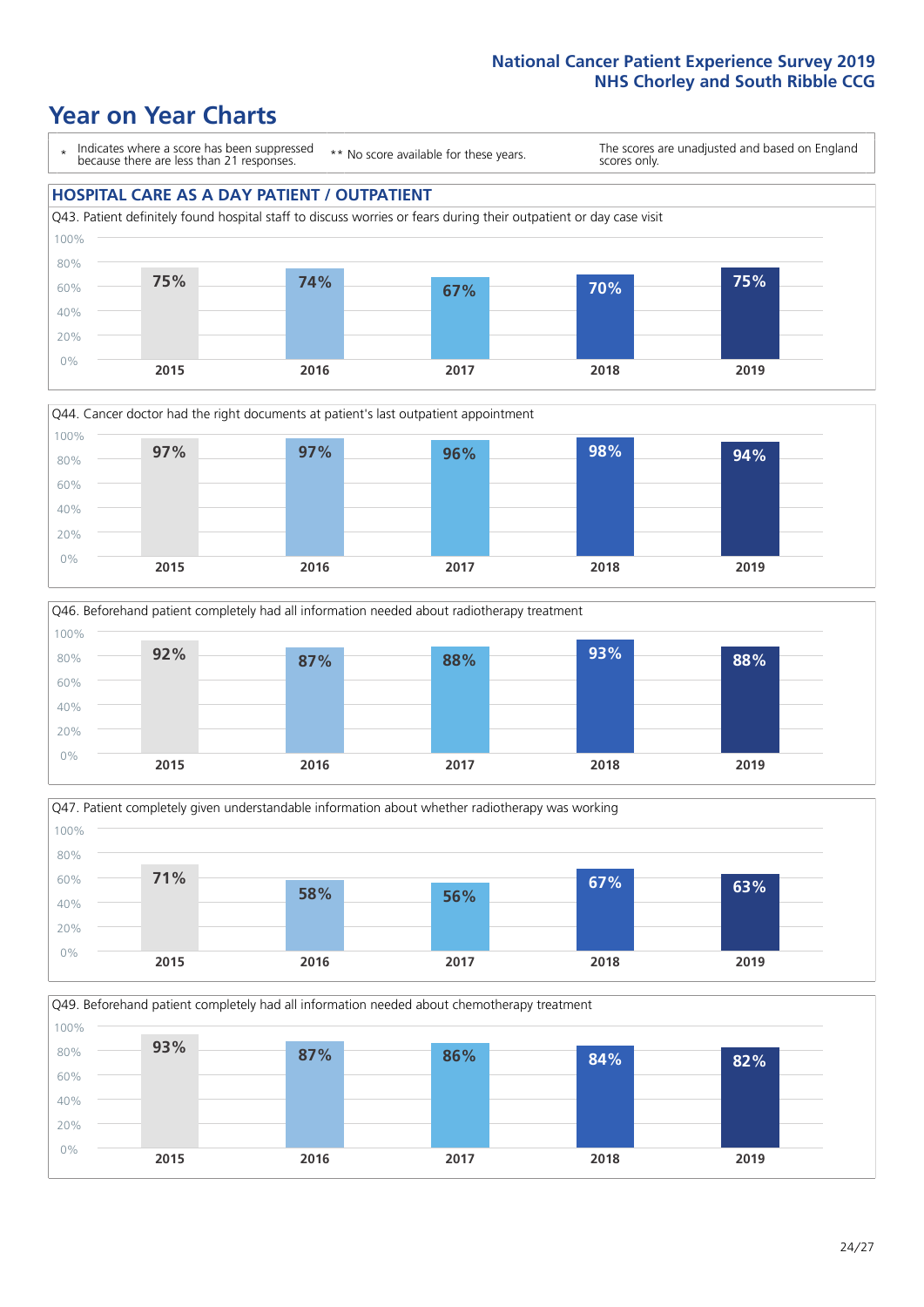# Year on Year Charts

\* Indicates where a score has been suppressed because there are less than 21 responses.

** No score available for these years.

The scores are unadjusted and based on England scores only.

## HOSPITAL CARE AS A DAY PATIENT / OUTPATIENT

Q43. Patient definitely found hospital staff to discuss worries or fears during their outpatient or day case visit

| 2015 | 2016 | 2017 | 2018 | 2019 |
|---|---|---|---|---|
| 75% | 74% | 67% | 70% | 75% |

Q44. Cancer doctor had the right documents at patient's last outpatient appointment

| 2015 | 2016 | 2017 | 2018 | 2019 |
|---|---|---|---|---|
| 97% | 97% | 96% | 98% | 94% |

Q46. Beforehand patient completely had all information needed about radiotherapy treatment

| 2015 | 2016 | 2017 | 2018 | 2019 |
|---|---|---|---|---|
| 92% | 87% | 88% | 93% | 88% |

Q47. Patient completely given understandable information about whether radiotherapy was working

| 2015 | 2016 | 2017 | 2018 | 2019 |
|---|---|---|---|---|
| 71% | 58% | 56% | 67% | 63% |

Q49. Beforehand patient completely had all information needed about chemotherapy treatment

| 2015 | 2016 | 2017 | 2018 | 2019 |
|---|---|---|---|---|
| 93% | 87% | 86% | 84% | 82% |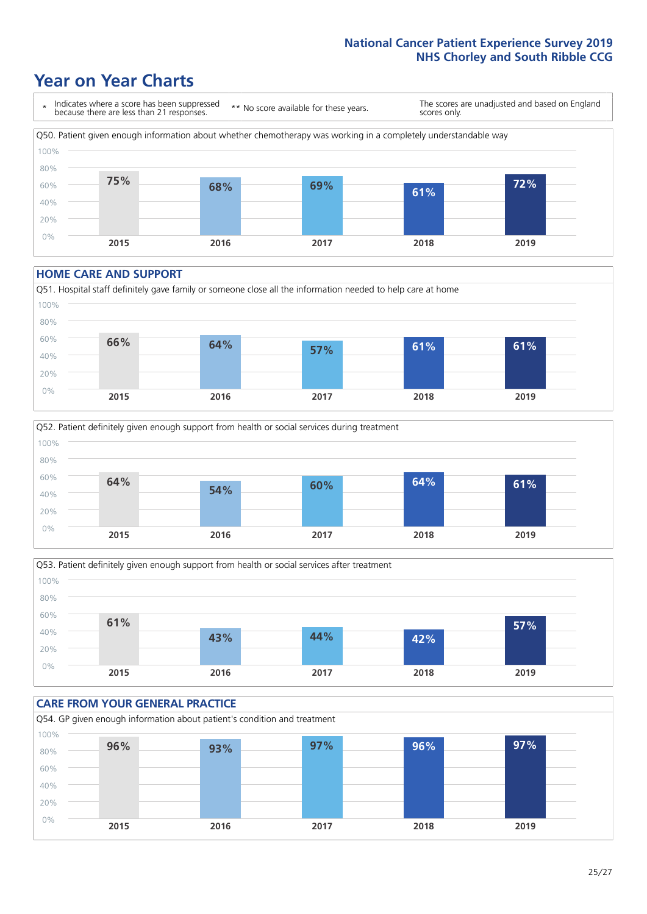# Year on Year Charts

| * Indicates where a score has been suppressed because there are less than 21 responses. | ** No score available for these years. | The scores are unadjusted and based on England scores only. |
|---|---|---|

Q50. Patient given enough information about whether chemotherapy was working in a completely understandable way

| 2015 | 2016 | 2017 | 2018 | 2019 |
|---|---|---|---|---|
| 75% | 68% | 69% | 61% | 72% |

## HOME CARE AND SUPPORT

Q51. Hospital staff definitely gave family or someone close all the information needed to help care at home

| 2015 | 2016 | 2017 | 2018 | 2019 |
|---|---|---|---|---|
| 66% | 64% | 57% | 61% | 61% |

Q52. Patient definitely given enough support from health or social services during treatment

| 2015 | 2016 | 2017 | 2018 | 2019 |
|---|---|---|---|---|
| 64% | 54% | 60% | 64% | 61% |

Q53. Patient definitely given enough support from health or social services after treatment

| 2015 | 2016 | 2017 | 2018 | 2019 |
|---|---|---|---|---|
| 61% | 43% | 44% | 42% | 57% |

## CARE FROM YOUR GENERAL PRACTICE

Q54. GP given enough information about patient's condition and treatment

| 2015 | 2016 | 2017 | 2018 | 2019 |
|---|---|---|---|---|
| 96% | 93% | 97% | 96% | 97% |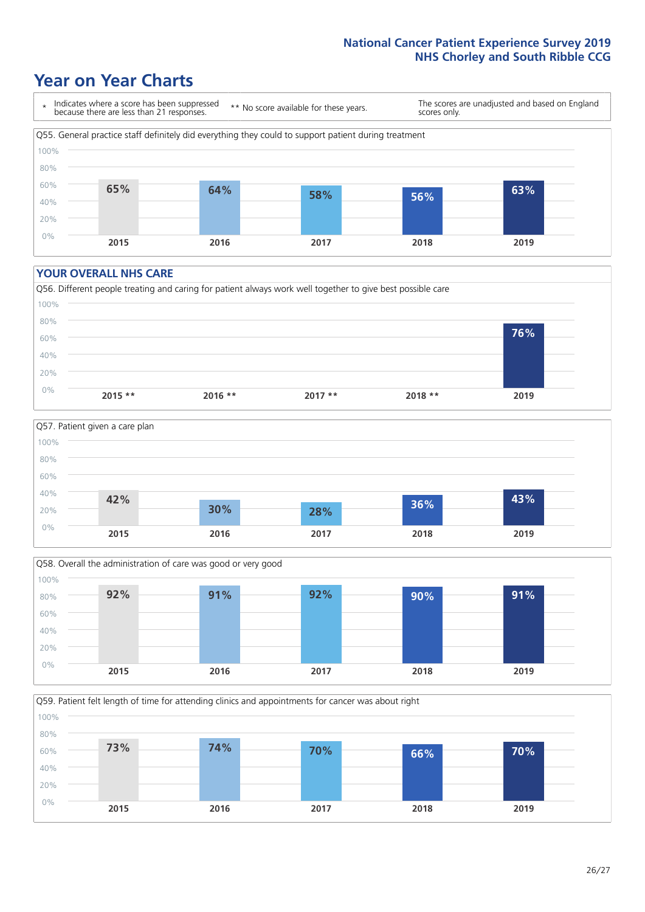# Year on Year Charts

\* Indicates where a score has been suppressed because there are less than 21 responses.

\*\* No score available for these years.

The scores are unadjusted and based on England scores only.

Q55. General practice staff definitely did everything they could to support patient during treatment

| 2015 | 2016 | 2017 | 2018 | 2019 |
|---|---|---|---|---|
| 65% | 64% | 58% | 56% | 63% |

## YOUR OVERALL NHS CARE

Q56. Different people treating and caring for patient always work well together to give best possible care

| 2015 ** | 2016 ** | 2017 ** | 2018 ** | 2019 |
|---|---|---|---|---|
| | | | | 76% |

Q57. Patient given a care plan

| 2015 | 2016 | 2017 | 2018 | 2019 |
|---|---|---|---|---|
| 42% | 30% | 28% | 36% | 43% |

Q58. Overall the administration of care was good or very good

| 2015 | 2016 | 2017 | 2018 | 2019 |
|---|---|---|---|---|
| 92% | 91% | 92% | 90% | 91% |

Q59. Patient felt length of time for attending clinics and appointments for cancer was about right

| 2015 | 2016 | 2017 | 2018 | 2019 |
|---|---|---|---|---|
| 73% | 74% | 70% | 66% | 70% |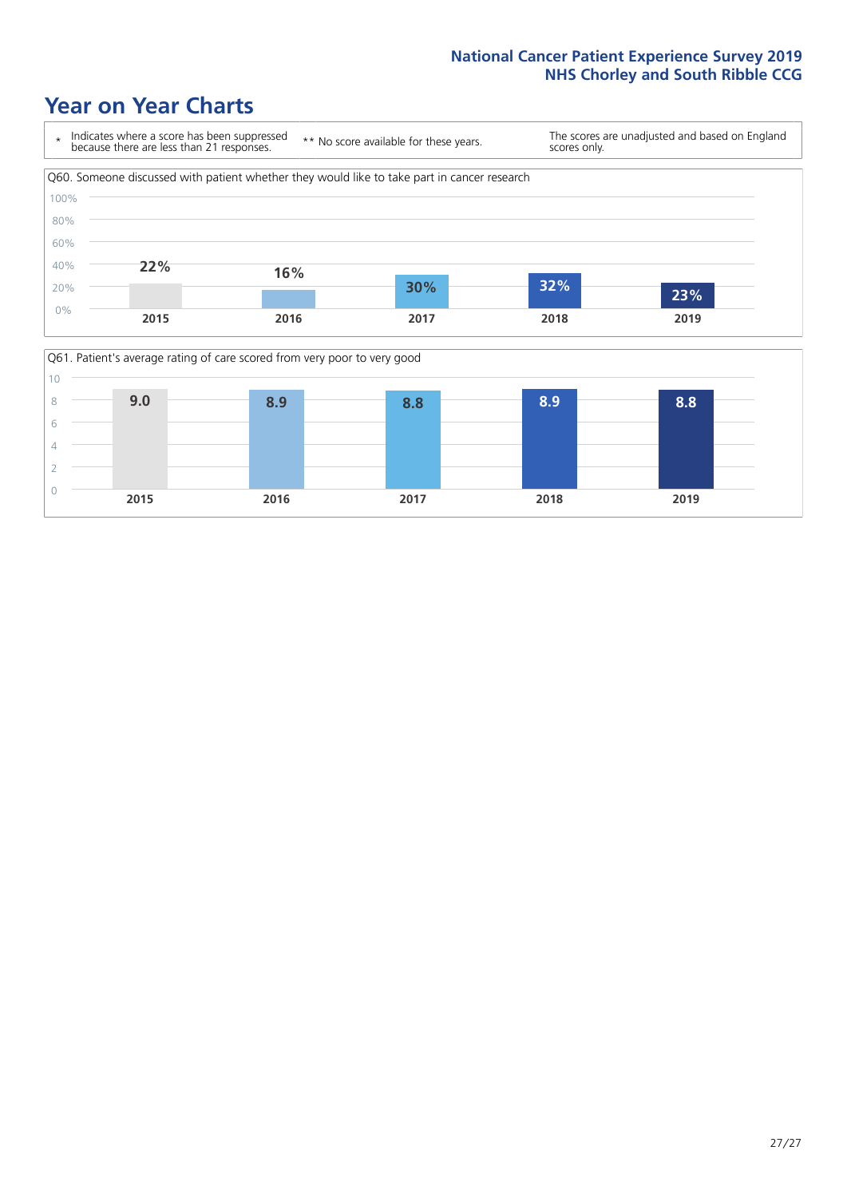# Year on Year Charts

\* Indicates where a score has been suppressed because there are less than 21 responses.

\*\* No score available for these years.

The scores are unadjusted and based on England scores only.

Q60. Someone discussed with patient whether they would like to take part in cancer research

100%
80%
60%
40%
20%
0%

22% 2015
16% 2016
30% 2017
32% 2018
23% 2019

Q61. Patient's average rating of care scored from very poor to very good

10
8
6
4
2
0

9.0 2015
8.9 2016
8.8 2017
8.9 2018
8.8 2019